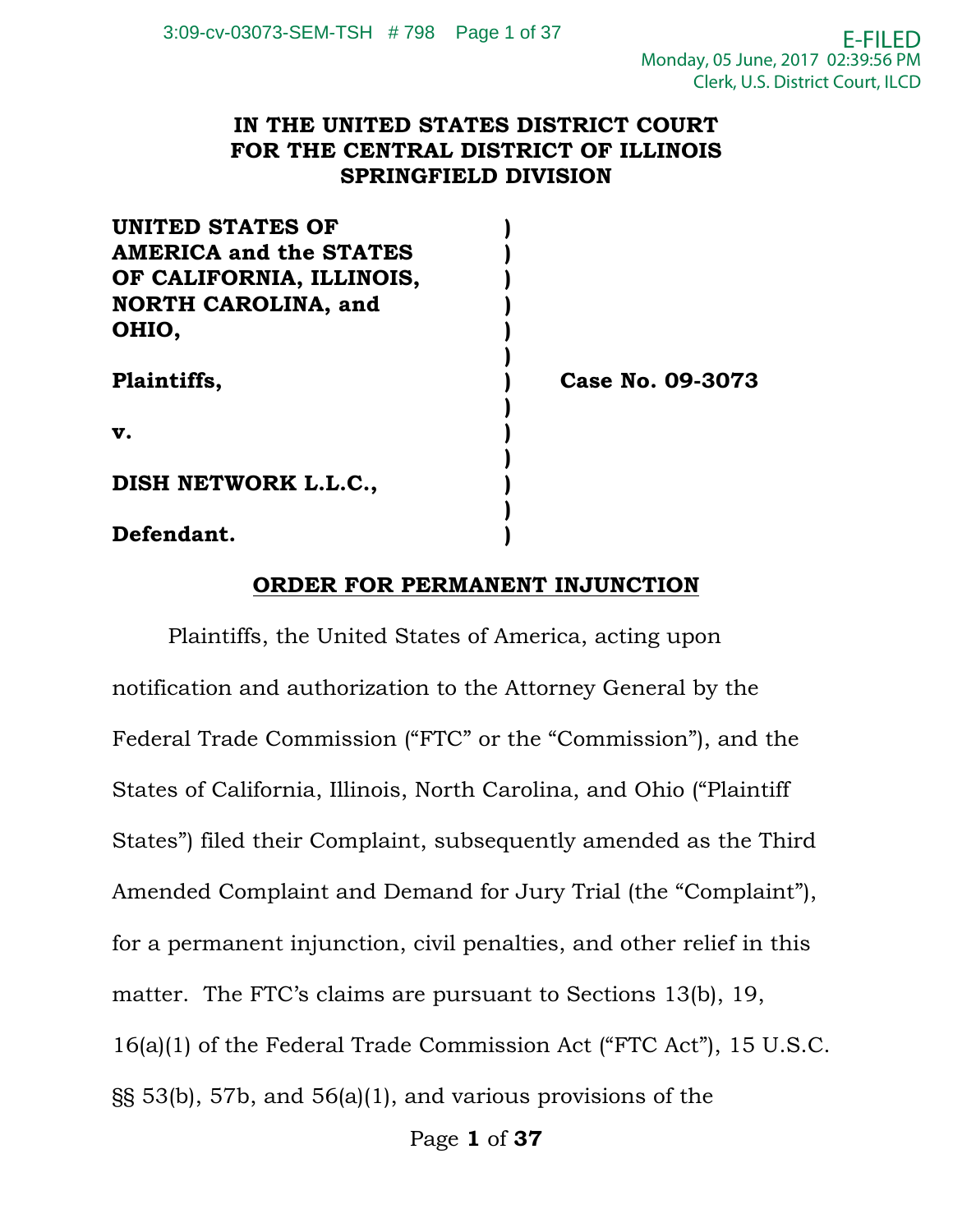**IN THE UNITED STATES DISTRICT COURT**
**FOR THE CENTRAL DISTRICT OF ILLINOIS**
**SPRINGFIELD DIVISION**

| | | |
|---|---|---|
| **UNITED STATES OF AMERICA and the STATES OF CALIFORNIA, ILLINOIS, NORTH CAROLINA, and OHIO,** | ) | |
| **Plaintiffs,** | ) | **Case No. 09-3073** |
| **v.** | ) | |
| **DISH NETWORK L.L.C.,** | ) | |
| **Defendant.** | ) | |

**ORDER FOR PERMANENT INJUNCTION**

Plaintiffs, the United States of America, acting upon notification and authorization to the Attorney General by the Federal Trade Commission ("FTC" or the "Commission"), and the States of California, Illinois, North Carolina, and Ohio ("Plaintiff States") filed their Complaint, subsequently amended as the Third Amended Complaint and Demand for Jury Trial (the "Complaint"), for a permanent injunction, civil penalties, and other relief in this matter. The FTC's claims are pursuant to Sections 13(b), 19, 16(a)(1) of the Federal Trade Commission Act ("FTC Act"), 15 U.S.C. §§ 53(b), 57b, and 56(a)(1), and various provisions of the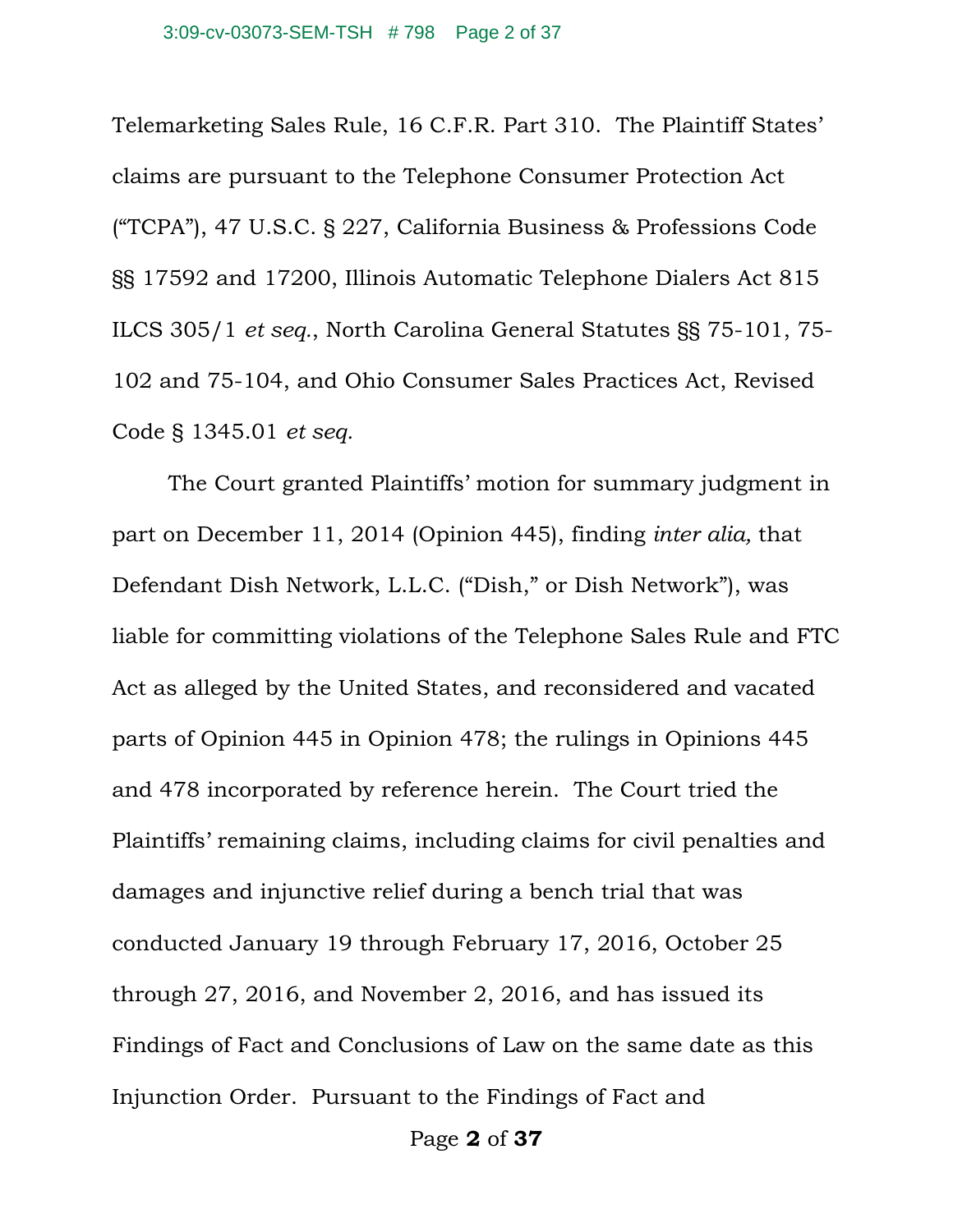Telemarketing Sales Rule, 16 C.F.R. Part 310. The Plaintiff States' claims are pursuant to the Telephone Consumer Protection Act ("TCPA"), 47 U.S.C. § 227, California Business & Professions Code §§ 17592 and 17200, Illinois Automatic Telephone Dialers Act 815 ILCS 305/1 *et seq.*, North Carolina General Statutes §§ 75-101, 75-102 and 75-104, and Ohio Consumer Sales Practices Act, Revised Code § 1345.01 *et seq.*

The Court granted Plaintiffs' motion for summary judgment in part on December 11, 2014 (Opinion 445), finding *inter alia,* that Defendant Dish Network, L.L.C. ("Dish," or Dish Network"), was liable for committing violations of the Telephone Sales Rule and FTC Act as alleged by the United States, and reconsidered and vacated parts of Opinion 445 in Opinion 478; the rulings in Opinions 445 and 478 incorporated by reference herein. The Court tried the Plaintiffs' remaining claims, including claims for civil penalties and damages and injunctive relief during a bench trial that was conducted January 19 through February 17, 2016, October 25 through 27, 2016, and November 2, 2016, and has issued its Findings of Fact and Conclusions of Law on the same date as this Injunction Order. Pursuant to the Findings of Fact and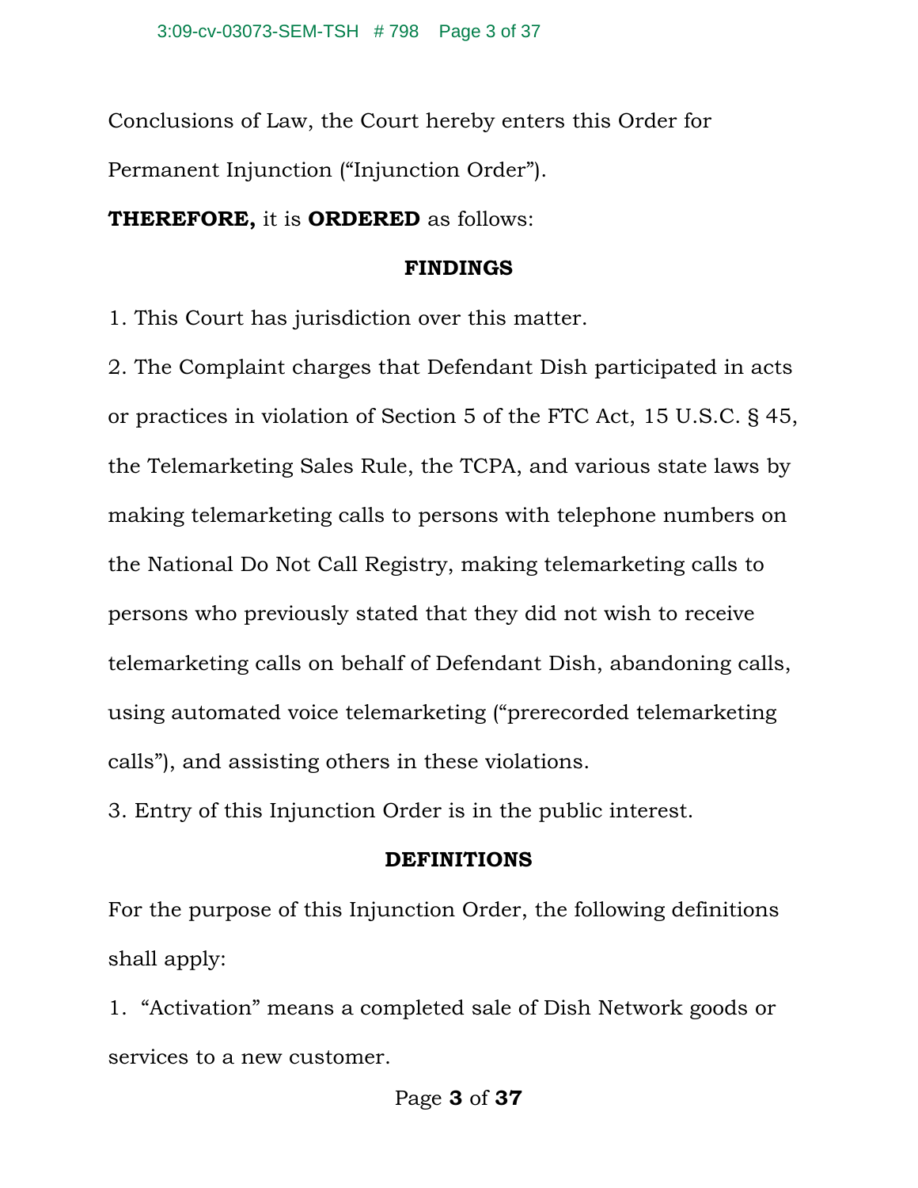Conclusions of Law, the Court hereby enters this Order for Permanent Injunction ("Injunction Order").

**THEREFORE,** it is **ORDERED** as follows:

## FINDINGS

1. This Court has jurisdiction over this matter.

2. The Complaint charges that Defendant Dish participated in acts or practices in violation of Section 5 of the FTC Act, 15 U.S.C. § 45, the Telemarketing Sales Rule, the TCPA, and various state laws by making telemarketing calls to persons with telephone numbers on the National Do Not Call Registry, making telemarketing calls to persons who previously stated that they did not wish to receive telemarketing calls on behalf of Defendant Dish, abandoning calls, using automated voice telemarketing ("prerecorded telemarketing calls"), and assisting others in these violations.

3. Entry of this Injunction Order is in the public interest.

## DEFINITIONS

For the purpose of this Injunction Order, the following definitions shall apply:

1. "Activation" means a completed sale of Dish Network goods or services to a new customer.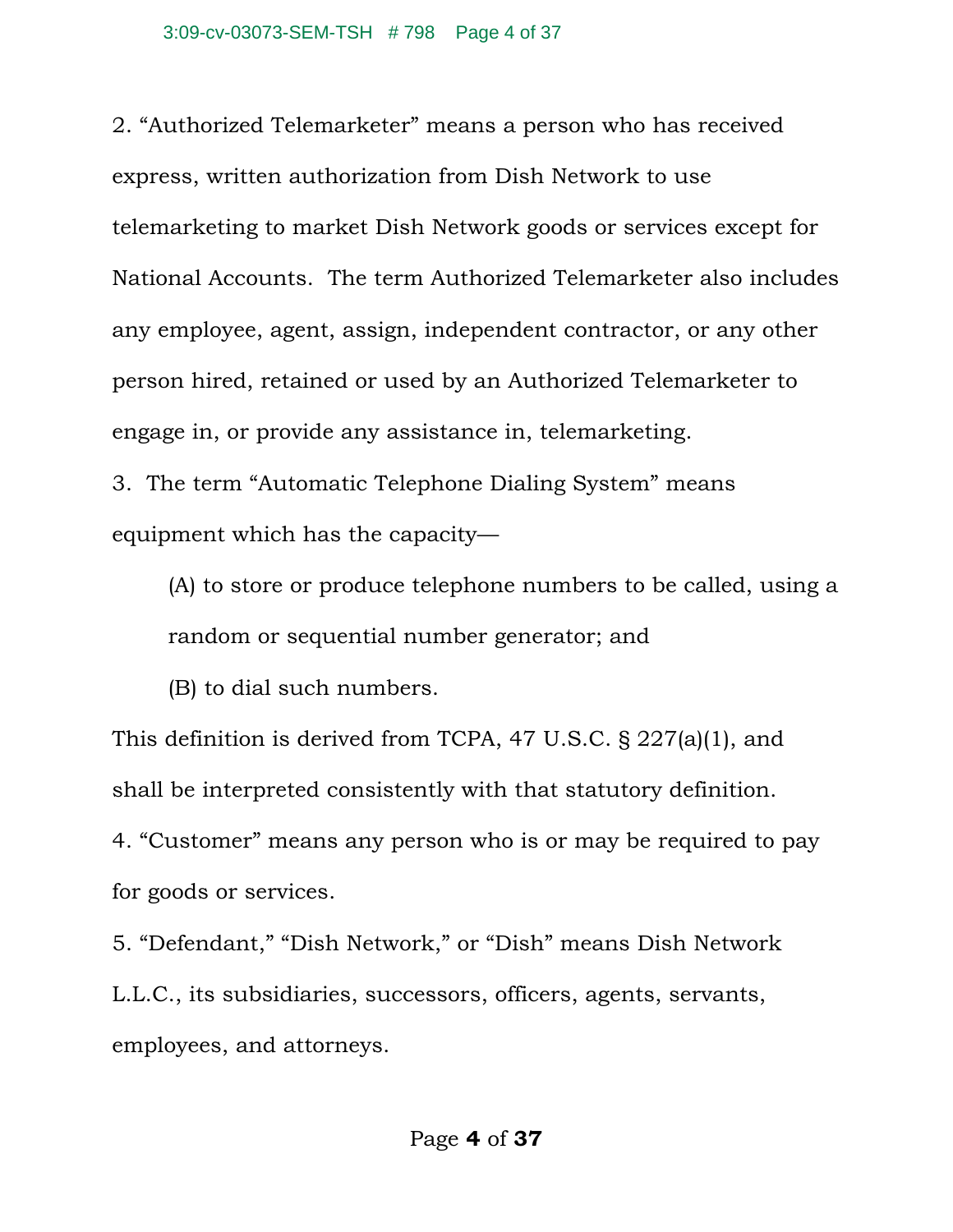2. “Authorized Telemarketer” means a person who has received express, written authorization from Dish Network to use telemarketing to market Dish Network goods or services except for National Accounts. The term Authorized Telemarketer also includes any employee, agent, assign, independent contractor, or any other person hired, retained or used by an Authorized Telemarketer to engage in, or provide any assistance in, telemarketing.

3. The term “Automatic Telephone Dialing System” means equipment which has the capacity—

> (A) to store or produce telephone numbers to be called, using a random or sequential number generator; and
>
> (B) to dial such numbers.

This definition is derived from TCPA, 47 U.S.C. § 227(a)(1), and shall be interpreted consistently with that statutory definition.

4. “Customer” means any person who is or may be required to pay for goods or services.

5. “Defendant,” “Dish Network,” or “Dish” means Dish Network L.L.C., its subsidiaries, successors, officers, agents, servants, employees, and attorneys.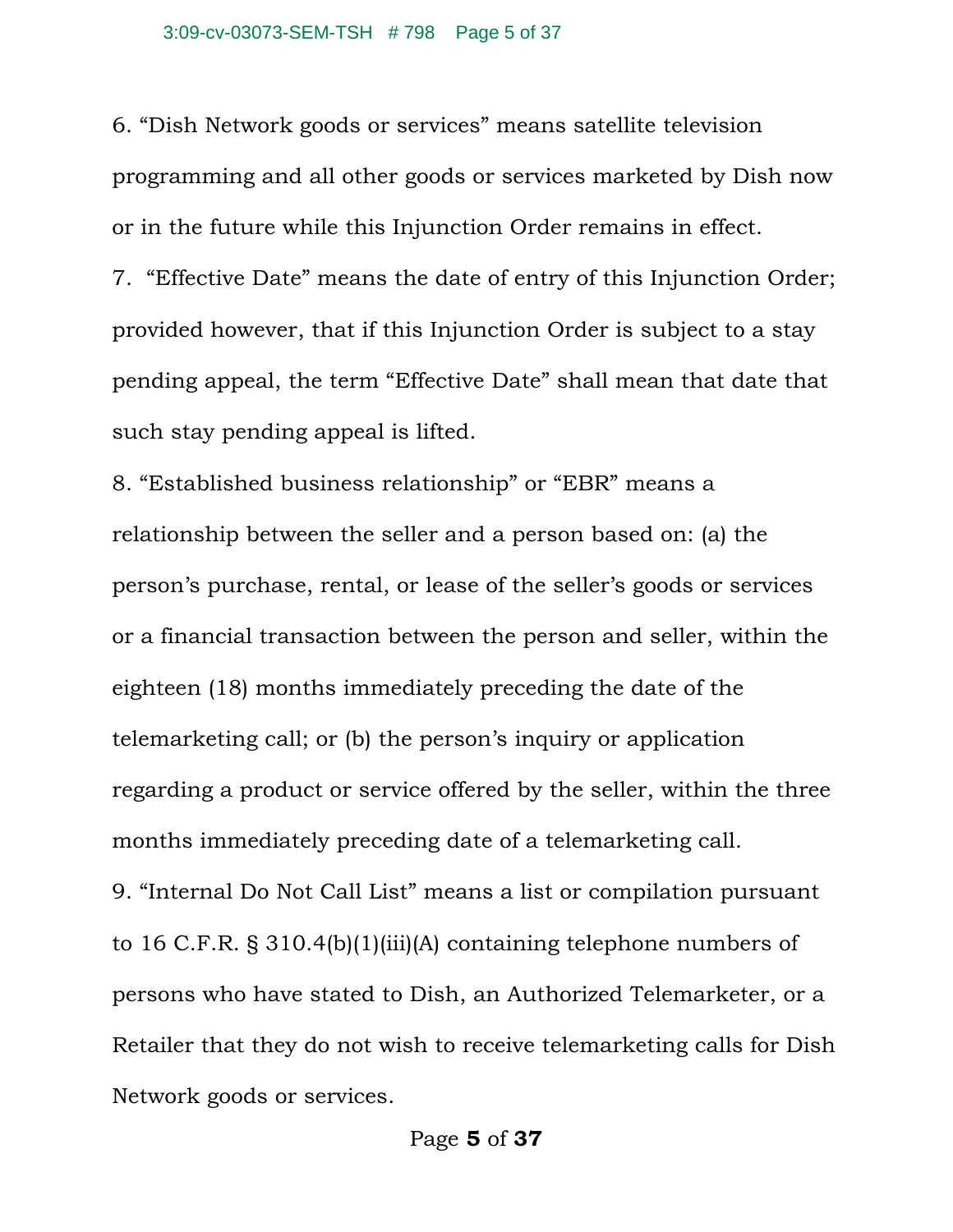6. “Dish Network goods or services” means satellite television programming and all other goods or services marketed by Dish now or in the future while this Injunction Order remains in effect.

7. “Effective Date” means the date of entry of this Injunction Order; provided however, that if this Injunction Order is subject to a stay pending appeal, the term “Effective Date” shall mean that date that such stay pending appeal is lifted.

8. “Established business relationship” or “EBR” means a relationship between the seller and a person based on: (a) the person’s purchase, rental, or lease of the seller’s goods or services or a financial transaction between the person and seller, within the eighteen (18) months immediately preceding the date of the telemarketing call; or (b) the person’s inquiry or application regarding a product or service offered by the seller, within the three months immediately preceding date of a telemarketing call.

9. “Internal Do Not Call List” means a list or compilation pursuant to 16 C.F.R. § 310.4(b)(1)(iii)(A) containing telephone numbers of persons who have stated to Dish, an Authorized Telemarketer, or a Retailer that they do not wish to receive telemarketing calls for Dish Network goods or services.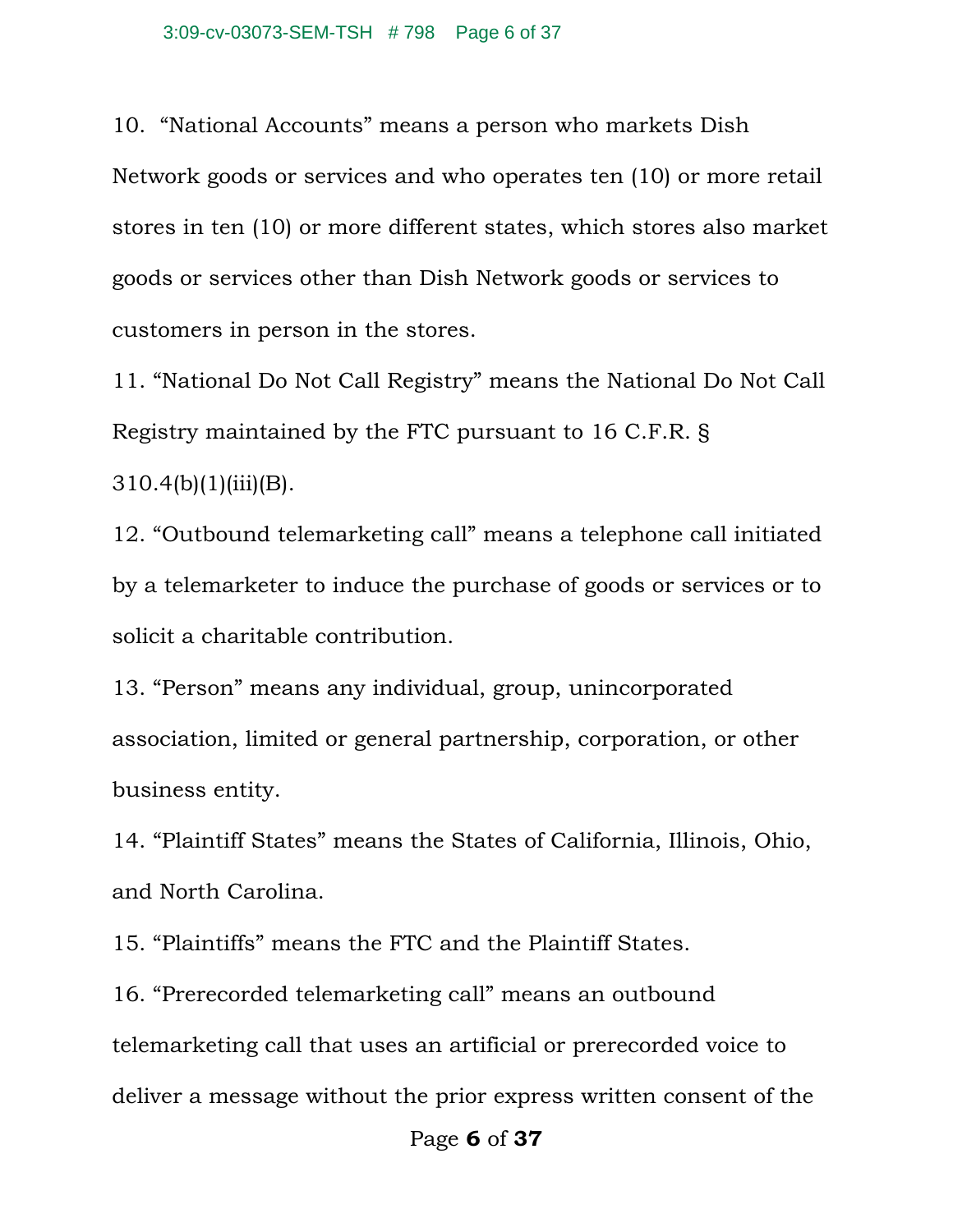10. “National Accounts” means a person who markets Dish Network goods or services and who operates ten (10) or more retail stores in ten (10) or more different states, which stores also market goods or services other than Dish Network goods or services to customers in person in the stores.

11. “National Do Not Call Registry” means the National Do Not Call Registry maintained by the FTC pursuant to 16 C.F.R. § 310.4(b)(1)(iii)(B).

12. “Outbound telemarketing call” means a telephone call initiated by a telemarketer to induce the purchase of goods or services or to solicit a charitable contribution.

13. “Person” means any individual, group, unincorporated association, limited or general partnership, corporation, or other business entity.

14. “Plaintiff States” means the States of California, Illinois, Ohio, and North Carolina.

15. “Plaintiffs” means the FTC and the Plaintiff States.

16. “Prerecorded telemarketing call” means an outbound telemarketing call that uses an artificial or prerecorded voice to deliver a message without the prior express written consent of the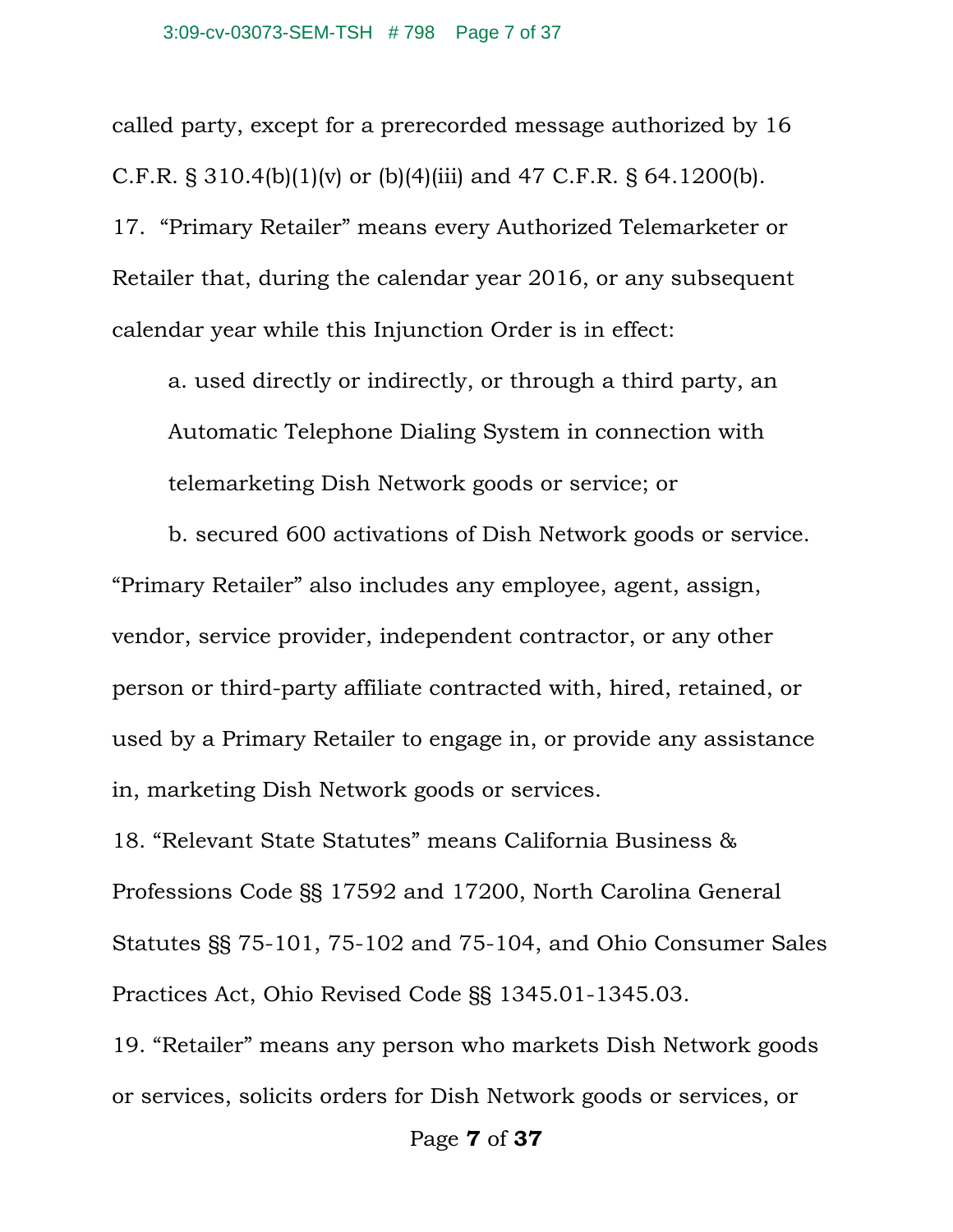called party, except for a prerecorded message authorized by 16 C.F.R. § 310.4(b)(1)(v) or (b)(4)(iii) and 47 C.F.R. § 64.1200(b).

17. "Primary Retailer" means every Authorized Telemarketer or Retailer that, during the calendar year 2016, or any subsequent calendar year while this Injunction Order is in effect:

a. used directly or indirectly, or through a third party, an Automatic Telephone Dialing System in connection with telemarketing Dish Network goods or service; or

b. secured 600 activations of Dish Network goods or service.

"Primary Retailer" also includes any employee, agent, assign, vendor, service provider, independent contractor, or any other person or third-party affiliate contracted with, hired, retained, or used by a Primary Retailer to engage in, or provide any assistance in, marketing Dish Network goods or services.

18. "Relevant State Statutes" means California Business & Professions Code §§ 17592 and 17200, North Carolina General Statutes §§ 75-101, 75-102 and 75-104, and Ohio Consumer Sales Practices Act, Ohio Revised Code §§ 1345.01-1345.03.

19. "Retailer" means any person who markets Dish Network goods or services, solicits orders for Dish Network goods or services, or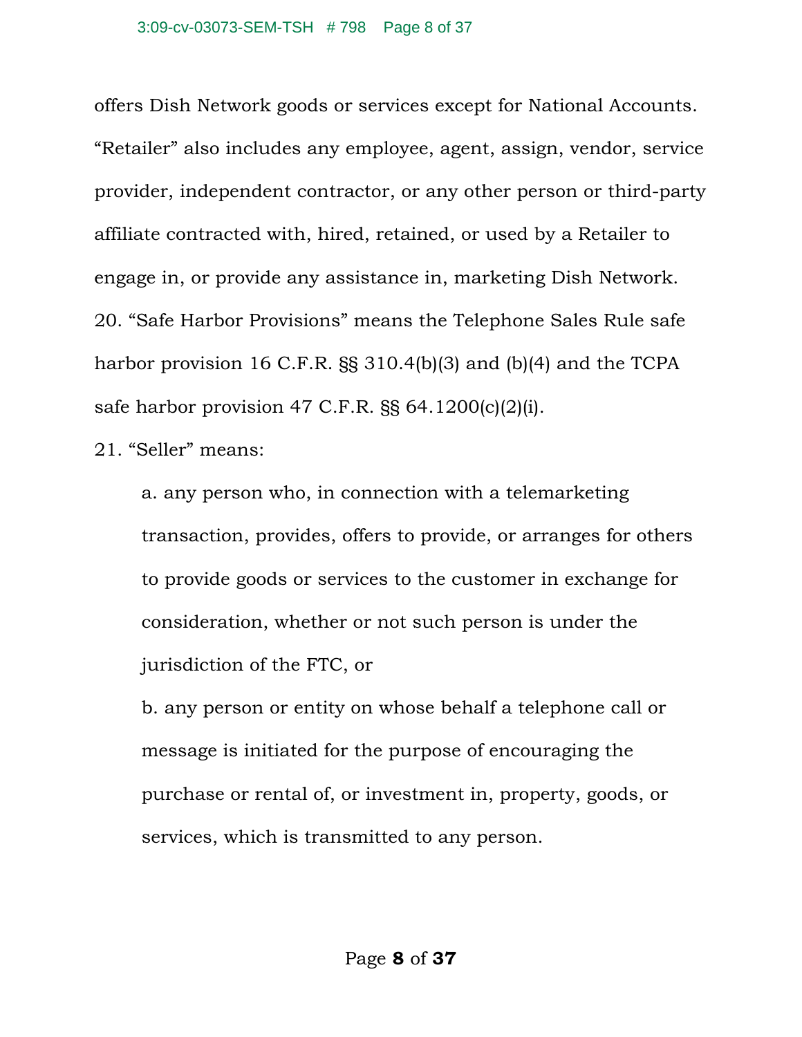offers Dish Network goods or services except for National Accounts. "Retailer" also includes any employee, agent, assign, vendor, service provider, independent contractor, or any other person or third-party affiliate contracted with, hired, retained, or used by a Retailer to engage in, or provide any assistance in, marketing Dish Network.

20. "Safe Harbor Provisions" means the Telephone Sales Rule safe harbor provision 16 C.F.R. §§ 310.4(b)(3) and (b)(4) and the TCPA safe harbor provision 47 C.F.R. §§ 64.1200(c)(2)(i).

21. "Seller" means:

   a. any person who, in connection with a telemarketing transaction, provides, offers to provide, or arranges for others to provide goods or services to the customer in exchange for consideration, whether or not such person is under the jurisdiction of the FTC, or

   b. any person or entity on whose behalf a telephone call or message is initiated for the purpose of encouraging the purchase or rental of, or investment in, property, goods, or services, which is transmitted to any person.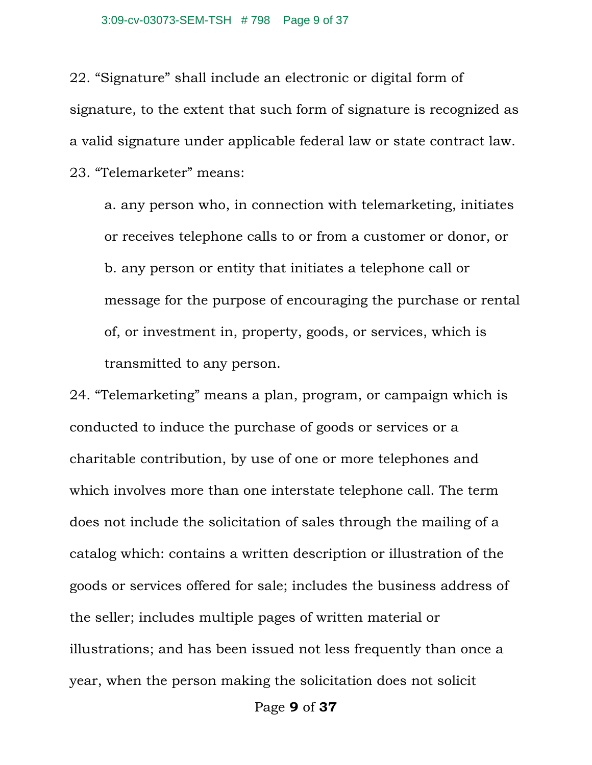22. “Signature” shall include an electronic or digital form of signature, to the extent that such form of signature is recognized as a valid signature under applicable federal law or state contract law.

23. “Telemarketer” means:

    a. any person who, in connection with telemarketing, initiates or receives telephone calls to or from a customer or donor, or

    b. any person or entity that initiates a telephone call or message for the purpose of encouraging the purchase or rental of, or investment in, property, goods, or services, which is transmitted to any person.

24. “Telemarketing” means a plan, program, or campaign which is conducted to induce the purchase of goods or services or a charitable contribution, by use of one or more telephones and which involves more than one interstate telephone call. The term does not include the solicitation of sales through the mailing of a catalog which: contains a written description or illustration of the goods or services offered for sale; includes the business address of the seller; includes multiple pages of written material or illustrations; and has been issued not less frequently than once a year, when the person making the solicitation does not solicit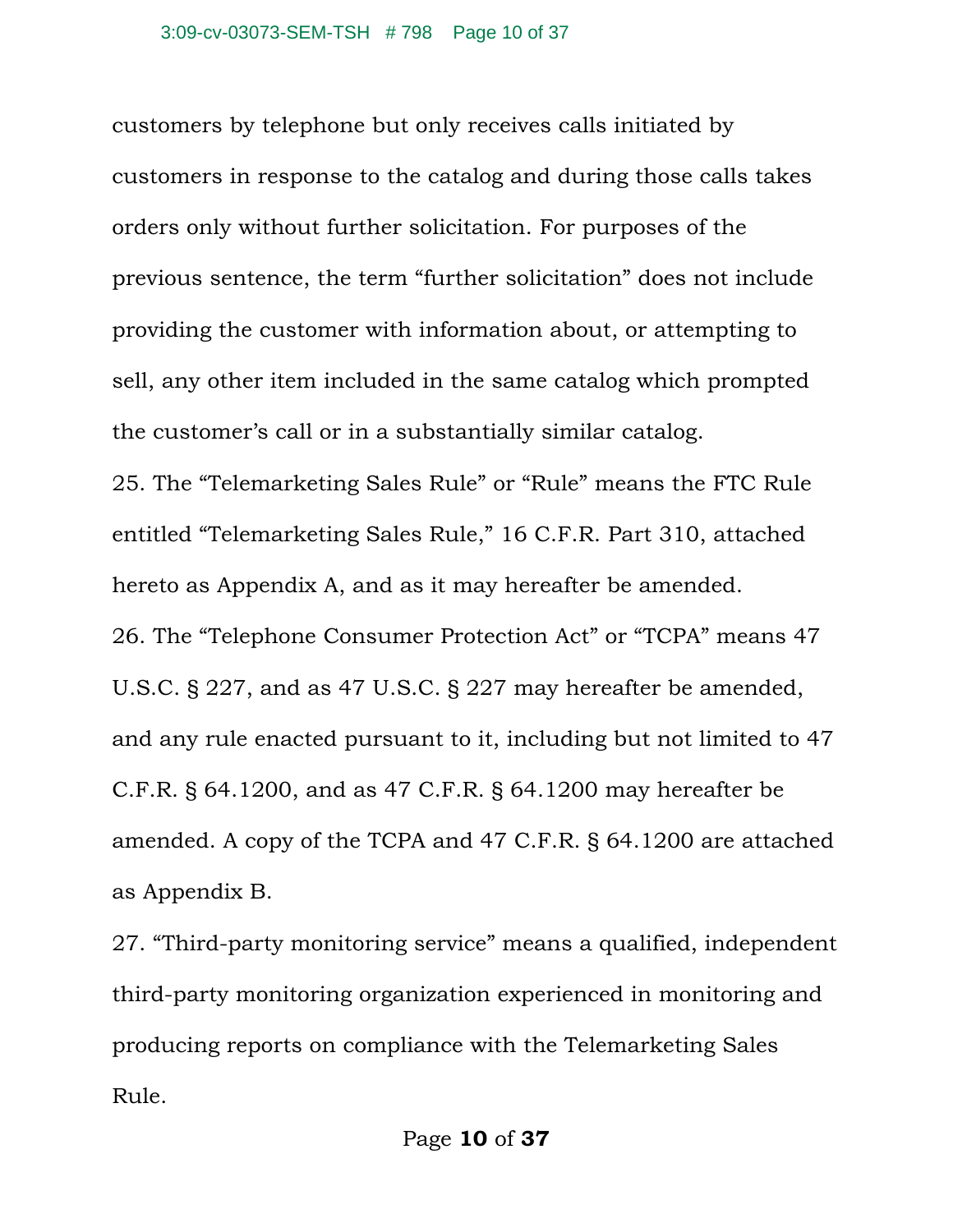customers by telephone but only receives calls initiated by customers in response to the catalog and during those calls takes orders only without further solicitation. For purposes of the previous sentence, the term "further solicitation" does not include providing the customer with information about, or attempting to sell, any other item included in the same catalog which prompted the customer's call or in a substantially similar catalog.

25. The "Telemarketing Sales Rule" or "Rule" means the FTC Rule entitled "Telemarketing Sales Rule," 16 C.F.R. Part 310, attached hereto as Appendix A, and as it may hereafter be amended.

26. The "Telephone Consumer Protection Act" or "TCPA" means 47 U.S.C. § 227, and as 47 U.S.C. § 227 may hereafter be amended, and any rule enacted pursuant to it, including but not limited to 47 C.F.R. § 64.1200, and as 47 C.F.R. § 64.1200 may hereafter be amended. A copy of the TCPA and 47 C.F.R. § 64.1200 are attached as Appendix B.

27. "Third-party monitoring service" means a qualified, independent third-party monitoring organization experienced in monitoring and producing reports on compliance with the Telemarketing Sales Rule.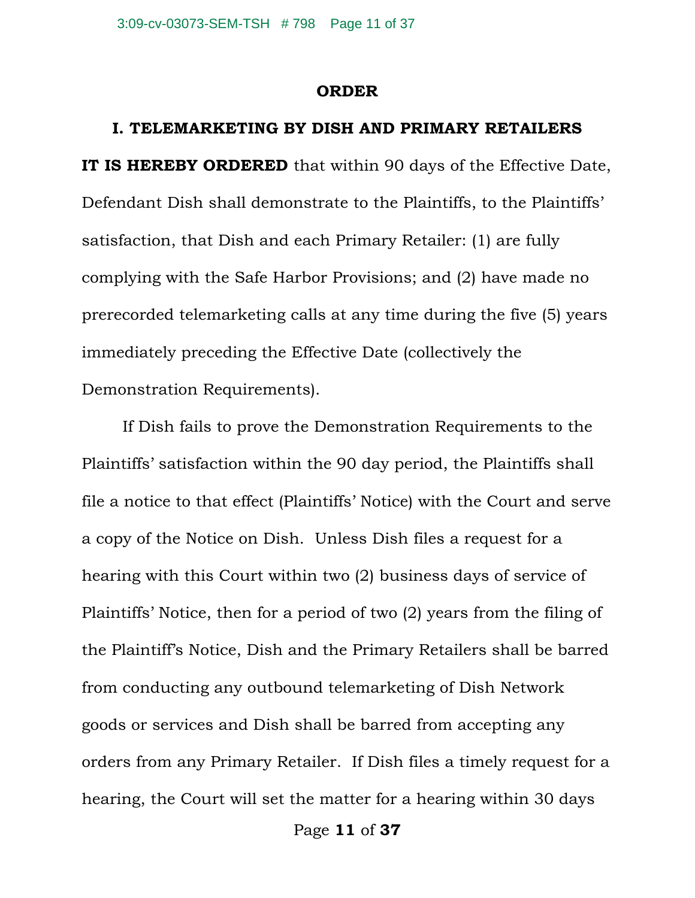## ORDER

### I. TELEMARKETING BY DISH AND PRIMARY RETAILERS

**IT IS HEREBY ORDERED** that within 90 days of the Effective Date, Defendant Dish shall demonstrate to the Plaintiffs, to the Plaintiffs' satisfaction, that Dish and each Primary Retailer: (1) are fully complying with the Safe Harbor Provisions; and (2) have made no prerecorded telemarketing calls at any time during the five (5) years immediately preceding the Effective Date (collectively the Demonstration Requirements).

If Dish fails to prove the Demonstration Requirements to the Plaintiffs' satisfaction within the 90 day period, the Plaintiffs shall file a notice to that effect (Plaintiffs' Notice) with the Court and serve a copy of the Notice on Dish. Unless Dish files a request for a hearing with this Court within two (2) business days of service of Plaintiffs' Notice, then for a period of two (2) years from the filing of the Plaintiff's Notice, Dish and the Primary Retailers shall be barred from conducting any outbound telemarketing of Dish Network goods or services and Dish shall be barred from accepting any orders from any Primary Retailer. If Dish files a timely request for a hearing, the Court will set the matter for a hearing within 30 days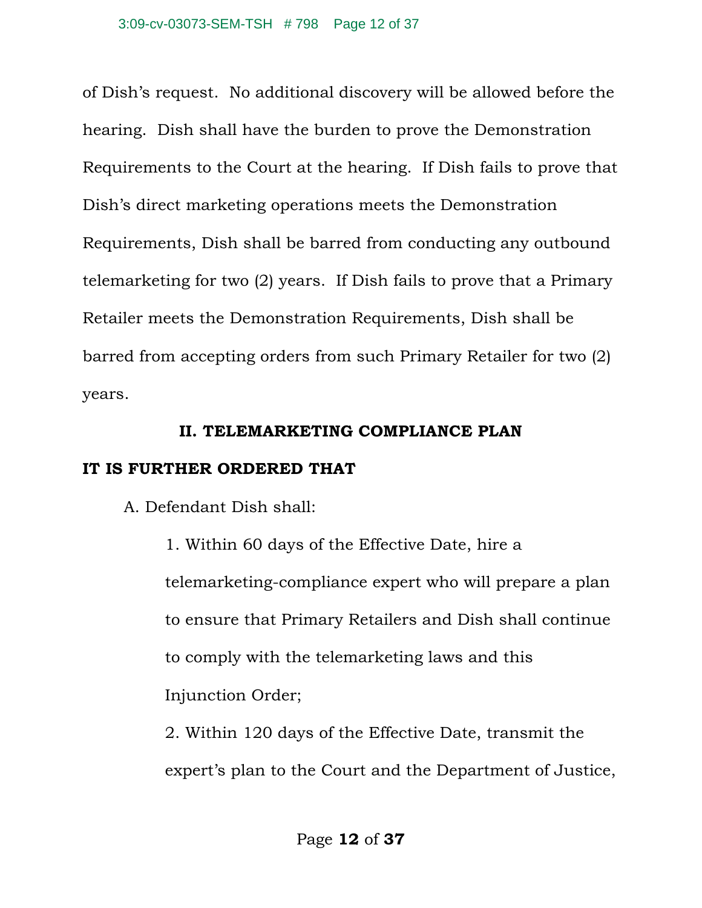of Dish's request. No additional discovery will be allowed before the hearing. Dish shall have the burden to prove the Demonstration Requirements to the Court at the hearing. If Dish fails to prove that Dish's direct marketing operations meets the Demonstration Requirements, Dish shall be barred from conducting any outbound telemarketing for two (2) years. If Dish fails to prove that a Primary Retailer meets the Demonstration Requirements, Dish shall be barred from accepting orders from such Primary Retailer for two (2) years.

## II. TELEMARKETING COMPLIANCE PLAN

**IT IS FURTHER ORDERED THAT**

A. Defendant Dish shall:

1. Within 60 days of the Effective Date, hire a telemarketing-compliance expert who will prepare a plan to ensure that Primary Retailers and Dish shall continue to comply with the telemarketing laws and this Injunction Order;
2. Within 120 days of the Effective Date, transmit the expert's plan to the Court and the Department of Justice,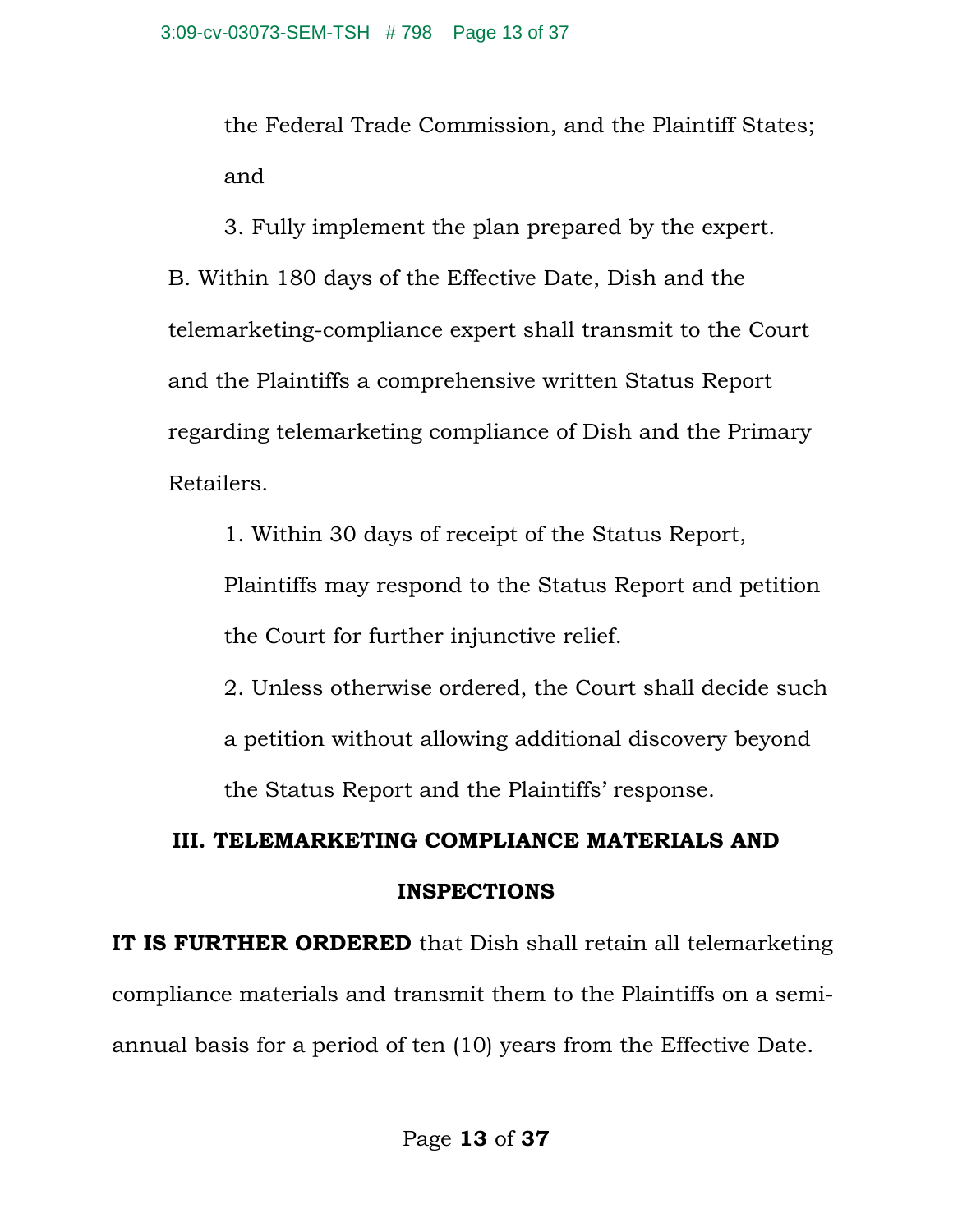the Federal Trade Commission, and the Plaintiff States; and

3. Fully implement the plan prepared by the expert.

B. Within 180 days of the Effective Date, Dish and the telemarketing-compliance expert shall transmit to the Court and the Plaintiffs a comprehensive written Status Report regarding telemarketing compliance of Dish and the Primary Retailers.

1. Within 30 days of receipt of the Status Report, Plaintiffs may respond to the Status Report and petition the Court for further injunctive relief.

2. Unless otherwise ordered, the Court shall decide such a petition without allowing additional discovery beyond the Status Report and the Plaintiffs' response.

## III. TELEMARKETING COMPLIANCE MATERIALS AND INSPECTIONS

**IT IS FURTHER ORDERED** that Dish shall retain all telemarketing compliance materials and transmit them to the Plaintiffs on a semi-annual basis for a period of ten (10) years from the Effective Date.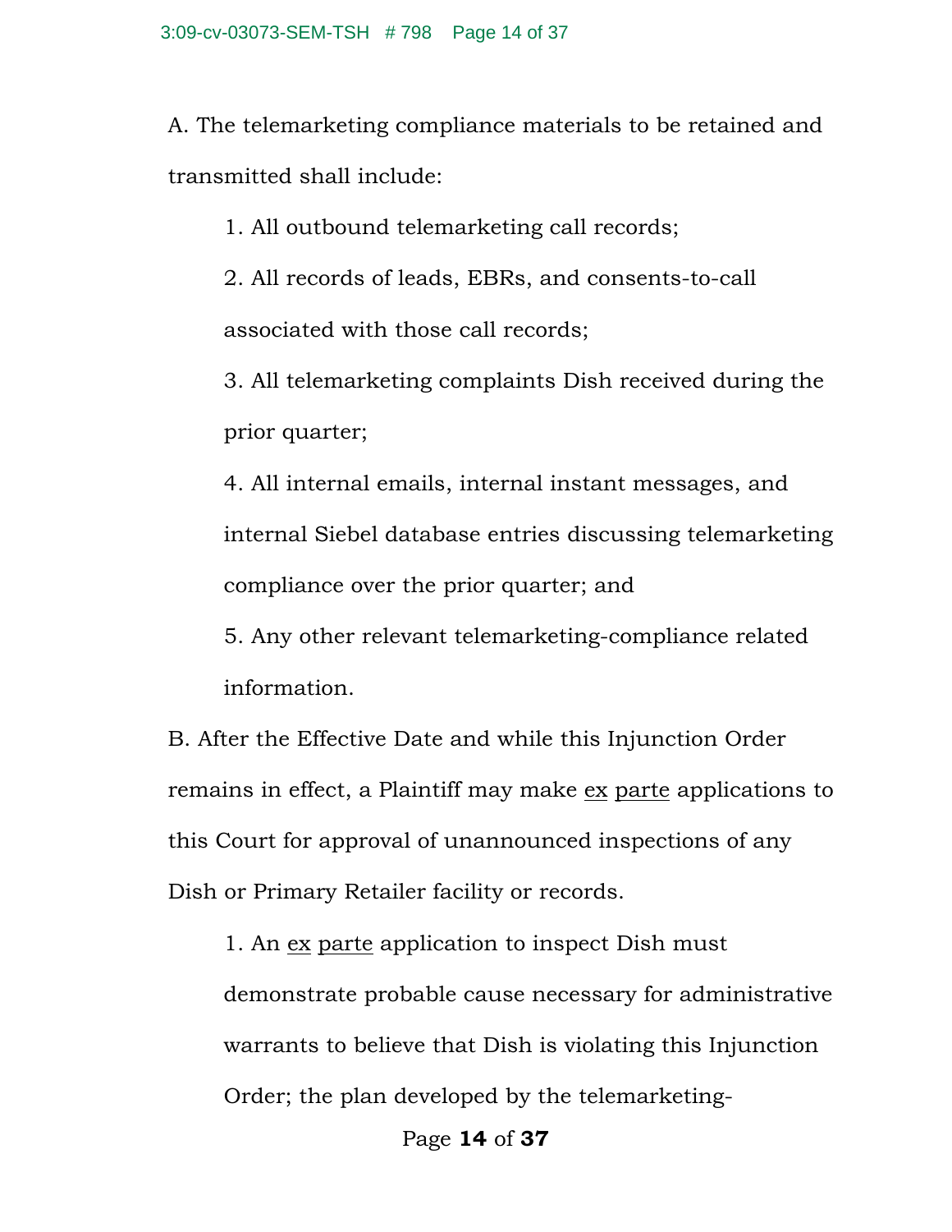A. The telemarketing compliance materials to be retained and transmitted shall include:

1. All outbound telemarketing call records;

2. All records of leads, EBRs, and consents-to-call associated with those call records;

3. All telemarketing complaints Dish received during the prior quarter;

4. All internal emails, internal instant messages, and internal Siebel database entries discussing telemarketing compliance over the prior quarter; and

5. Any other relevant telemarketing-compliance related information.

B. After the Effective Date and while this Injunction Order remains in effect, a Plaintiff may make ex parte applications to this Court for approval of unannounced inspections of any Dish or Primary Retailer facility or records.

1. An ex parte application to inspect Dish must demonstrate probable cause necessary for administrative warrants to believe that Dish is violating this Injunction Order; the plan developed by the telemarketing-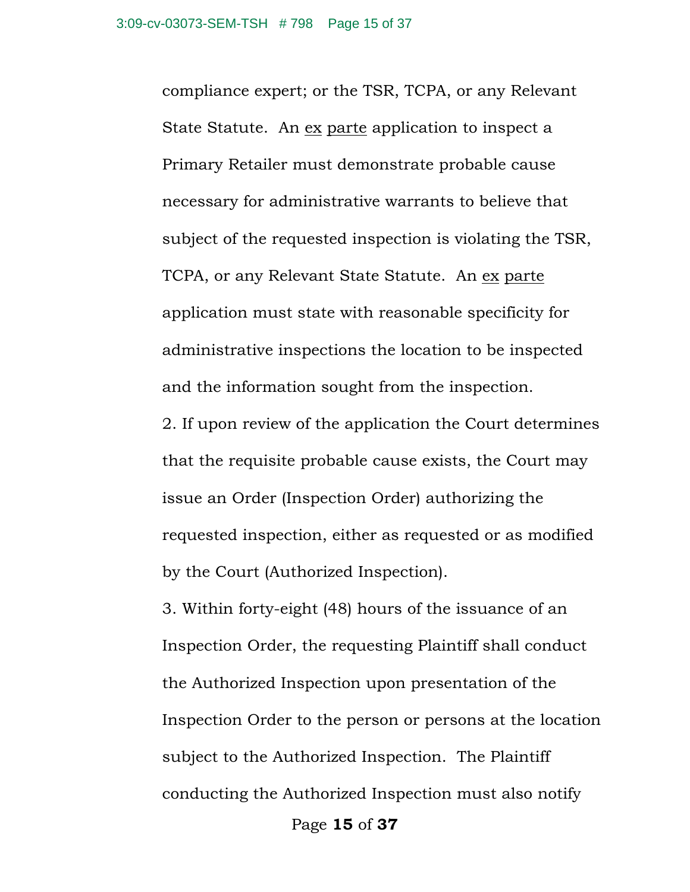compliance expert; or the TSR, TCPA, or any Relevant State Statute. An ex parte application to inspect a Primary Retailer must demonstrate probable cause necessary for administrative warrants to believe that subject of the requested inspection is violating the TSR, TCPA, or any Relevant State Statute. An ex parte application must state with reasonable specificity for administrative inspections the location to be inspected and the information sought from the inspection.

2. If upon review of the application the Court determines that the requisite probable cause exists, the Court may issue an Order (Inspection Order) authorizing the requested inspection, either as requested or as modified by the Court (Authorized Inspection).

3. Within forty-eight (48) hours of the issuance of an Inspection Order, the requesting Plaintiff shall conduct the Authorized Inspection upon presentation of the Inspection Order to the person or persons at the location subject to the Authorized Inspection. The Plaintiff conducting the Authorized Inspection must also notify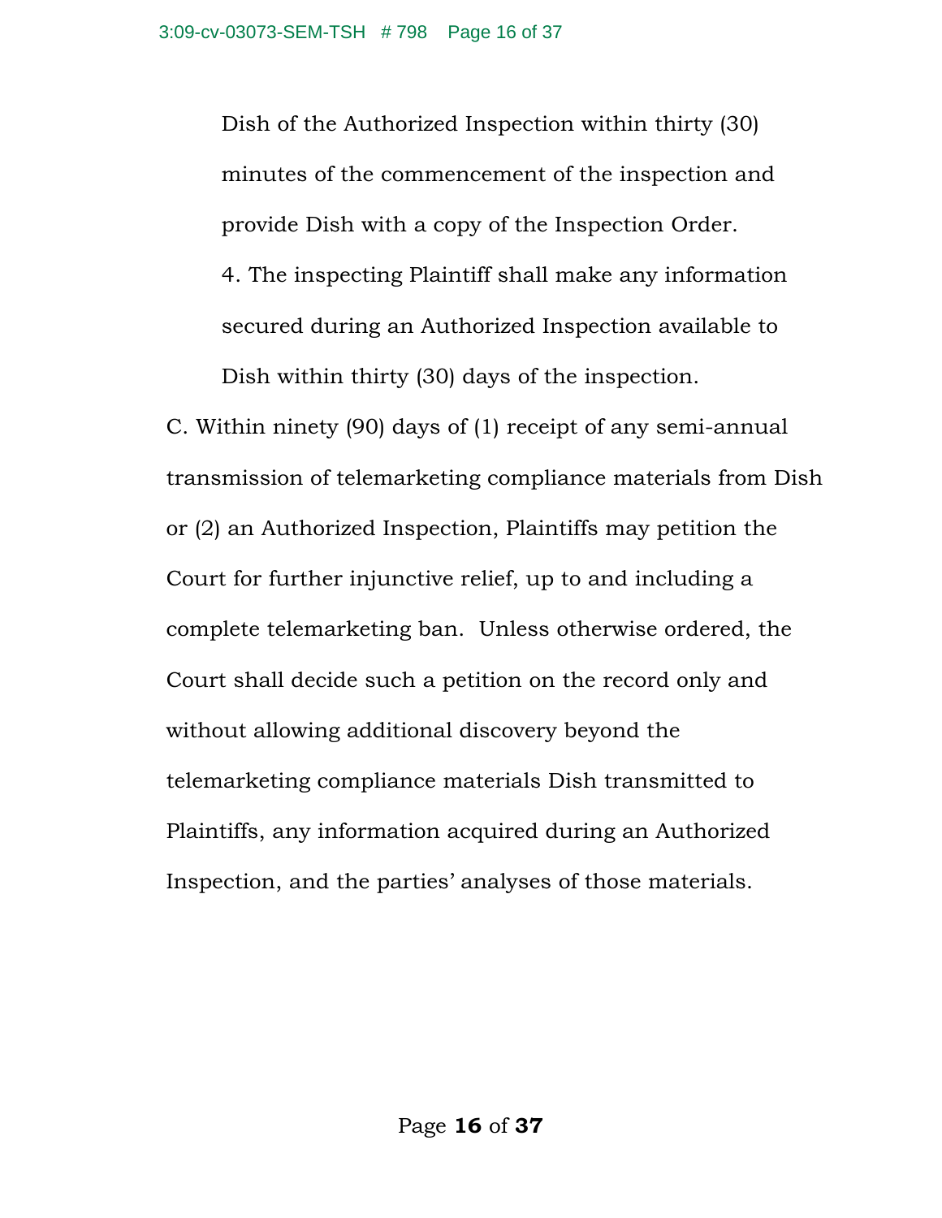Dish of the Authorized Inspection within thirty (30) minutes of the commencement of the inspection and provide Dish with a copy of the Inspection Order.

4. The inspecting Plaintiff shall make any information secured during an Authorized Inspection available to Dish within thirty (30) days of the inspection.

C. Within ninety (90) days of (1) receipt of any semi-annual transmission of telemarketing compliance materials from Dish or (2) an Authorized Inspection, Plaintiffs may petition the Court for further injunctive relief, up to and including a complete telemarketing ban. Unless otherwise ordered, the Court shall decide such a petition on the record only and without allowing additional discovery beyond the telemarketing compliance materials Dish transmitted to Plaintiffs, any information acquired during an Authorized Inspection, and the parties' analyses of those materials.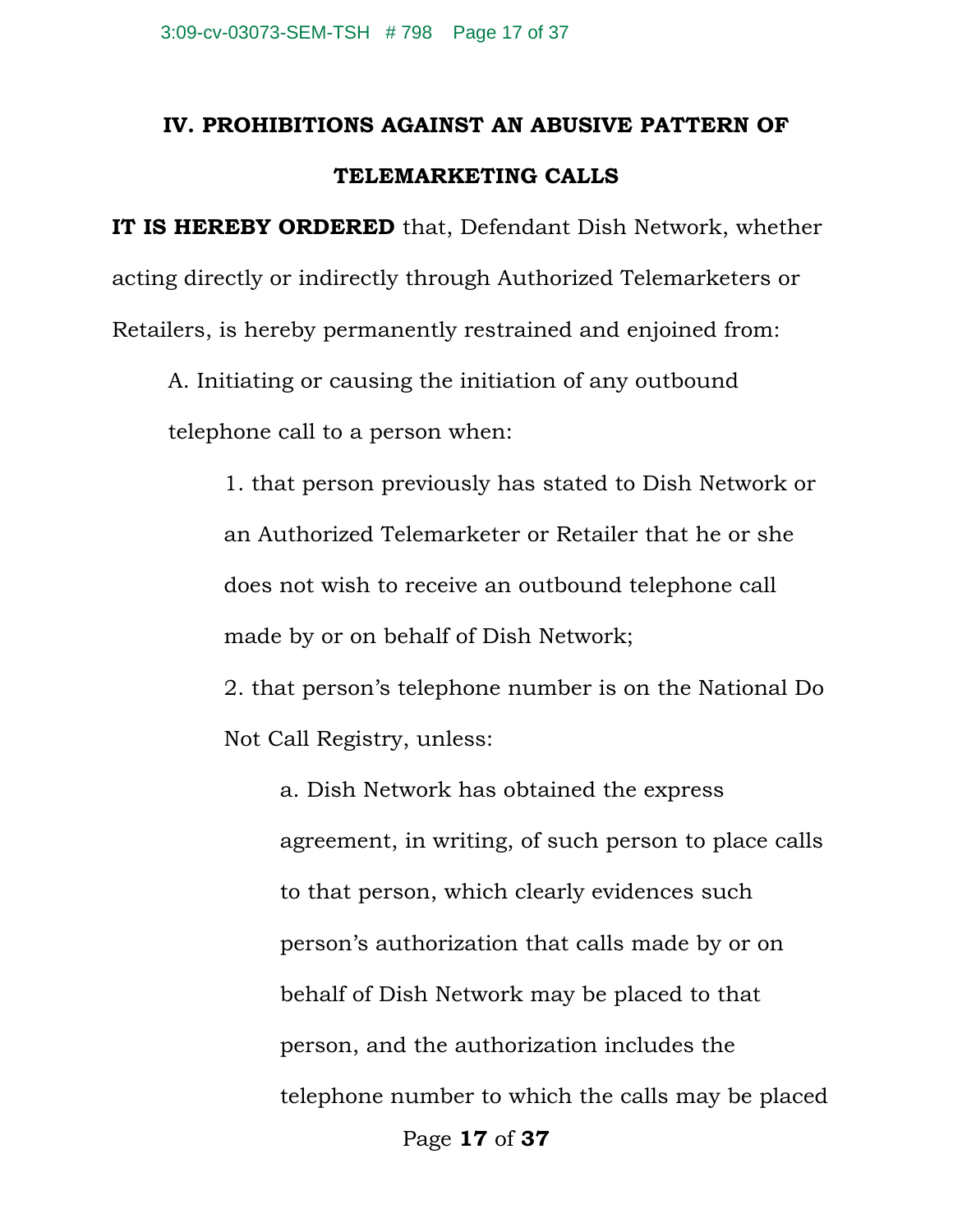## IV. PROHIBITIONS AGAINST AN ABUSIVE PATTERN OF TELEMARKETING CALLS

**IT IS HEREBY ORDERED** that, Defendant Dish Network, whether acting directly or indirectly through Authorized Telemarketers or Retailers, is hereby permanently restrained and enjoined from:

A. Initiating or causing the initiation of any outbound telephone call to a person when:

1. that person previously has stated to Dish Network or an Authorized Telemarketer or Retailer that he or she does not wish to receive an outbound telephone call made by or on behalf of Dish Network;

2. that person's telephone number is on the National Do Not Call Registry, unless:

   a. Dish Network has obtained the express agreement, in writing, of such person to place calls to that person, which clearly evidences such person's authorization that calls made by or on behalf of Dish Network may be placed to that person, and the authorization includes the telephone number to which the calls may be placed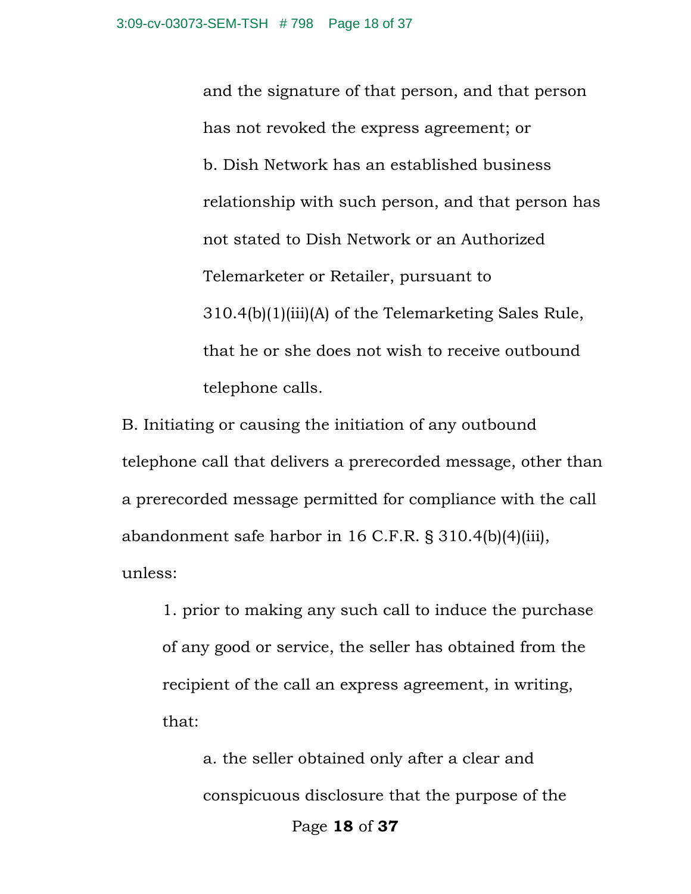and the signature of that person, and that person has not revoked the express agreement; or

b. Dish Network has an established business relationship with such person, and that person has not stated to Dish Network or an Authorized Telemarketer or Retailer, pursuant to 310.4(b)(1)(iii)(A) of the Telemarketing Sales Rule, that he or she does not wish to receive outbound telephone calls.

B. Initiating or causing the initiation of any outbound telephone call that delivers a prerecorded message, other than a prerecorded message permitted for compliance with the call abandonment safe harbor in 16 C.F.R. § 310.4(b)(4)(iii), unless:

1. prior to making any such call to induce the purchase of any good or service, the seller has obtained from the recipient of the call an express agreement, in writing, that:

a. the seller obtained only after a clear and conspicuous disclosure that the purpose of the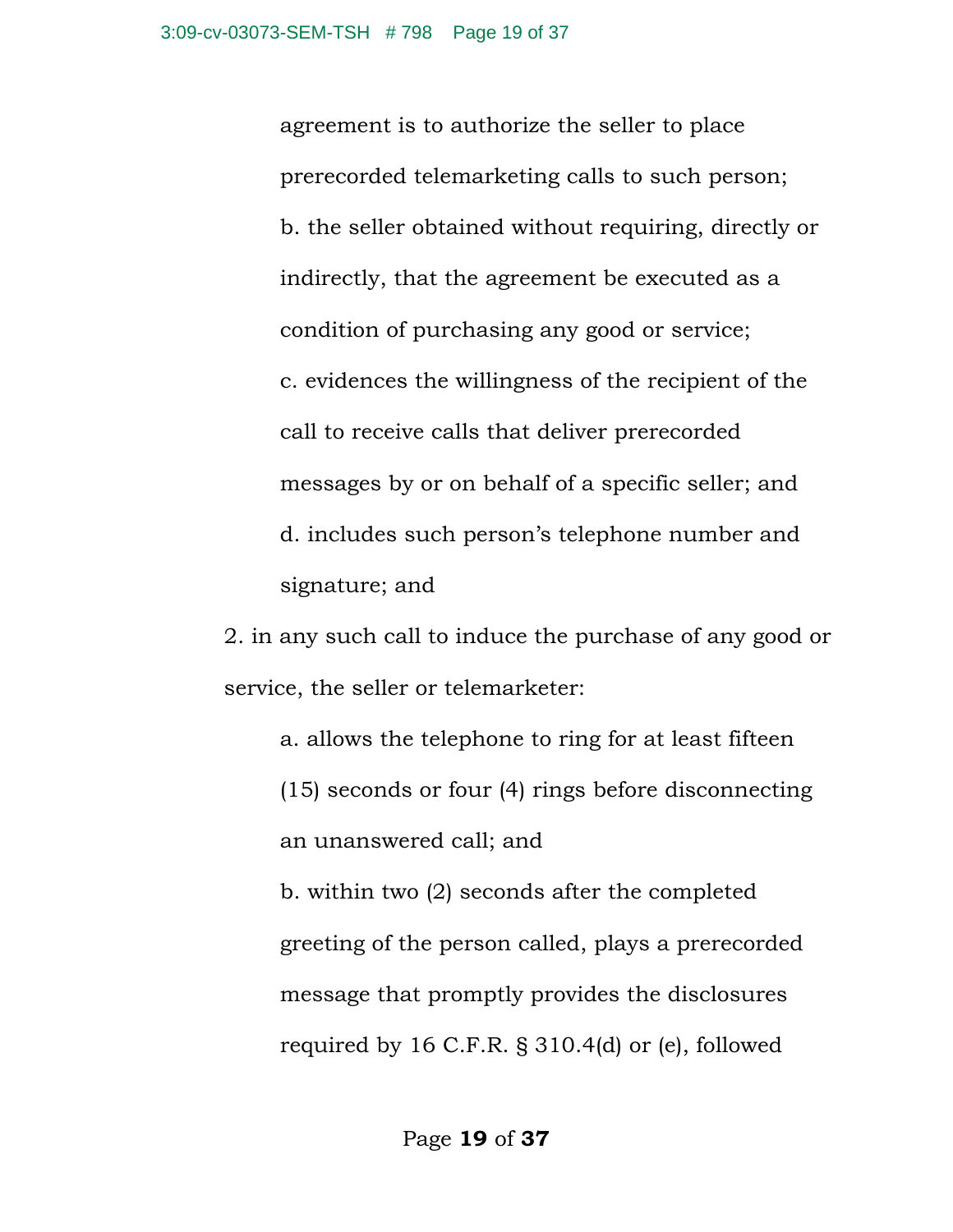agreement is to authorize the seller to place prerecorded telemarketing calls to such person;

b. the seller obtained without requiring, directly or indirectly, that the agreement be executed as a condition of purchasing any good or service;

c. evidences the willingness of the recipient of the call to receive calls that deliver prerecorded messages by or on behalf of a specific seller; and

d. includes such person's telephone number and signature; and

2. in any such call to induce the purchase of any good or service, the seller or telemarketer:

a. allows the telephone to ring for at least fifteen (15) seconds or four (4) rings before disconnecting an unanswered call; and

b. within two (2) seconds after the completed greeting of the person called, plays a prerecorded message that promptly provides the disclosures required by 16 C.F.R. § 310.4(d) or (e), followed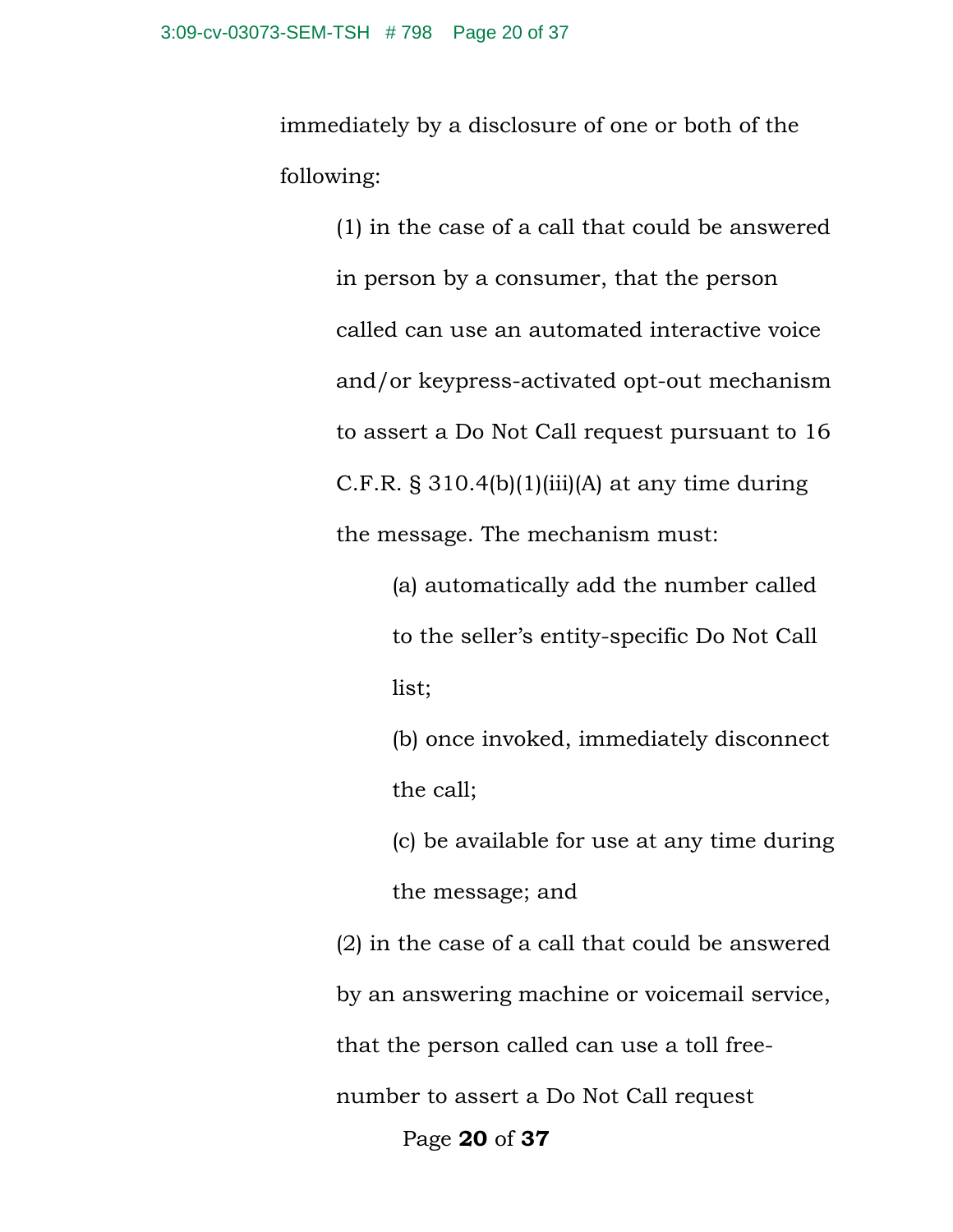immediately by a disclosure of one or both of the following:

(1) in the case of a call that could be answered in person by a consumer, that the person called can use an automated interactive voice and/or keypress-activated opt-out mechanism to assert a Do Not Call request pursuant to 16 C.F.R. § 310.4(b)(1)(iii)(A) at any time during the message. The mechanism must:

(a) automatically add the number called to the seller's entity-specific Do Not Call list;

(b) once invoked, immediately disconnect the call;

(c) be available for use at any time during the message; and

(2) in the case of a call that could be answered by an answering machine or voicemail service, that the person called can use a toll free-number to assert a Do Not Call request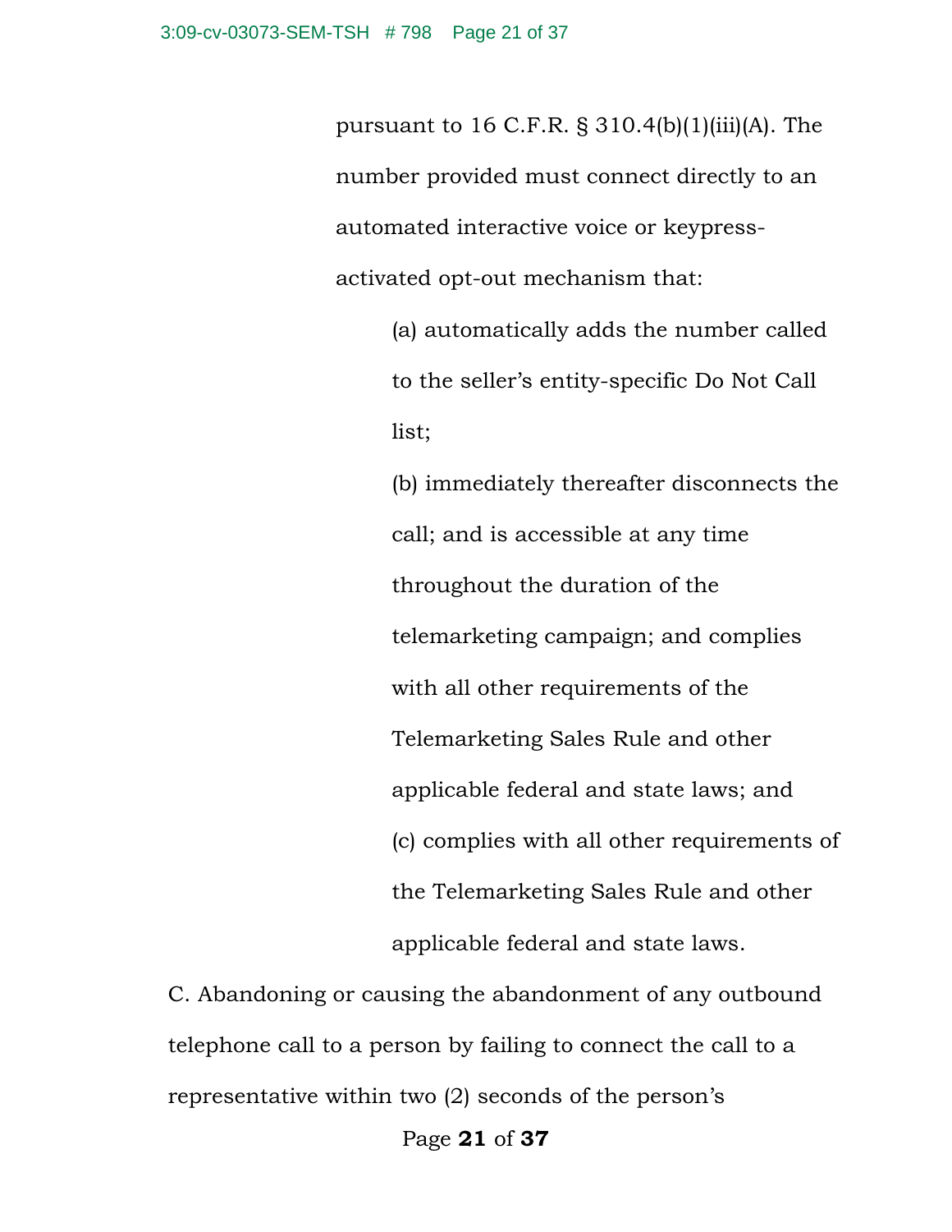pursuant to 16 C.F.R. § 310.4(b)(1)(iii)(A). The number provided must connect directly to an automated interactive voice or keypress-activated opt-out mechanism that:

(a) automatically adds the number called to the seller's entity-specific Do Not Call list;

(b) immediately thereafter disconnects the call; and is accessible at any time throughout the duration of the telemarketing campaign; and complies with all other requirements of the Telemarketing Sales Rule and other applicable federal and state laws; and

(c) complies with all other requirements of the Telemarketing Sales Rule and other applicable federal and state laws.

C. Abandoning or causing the abandonment of any outbound telephone call to a person by failing to connect the call to a representative within two (2) seconds of the person's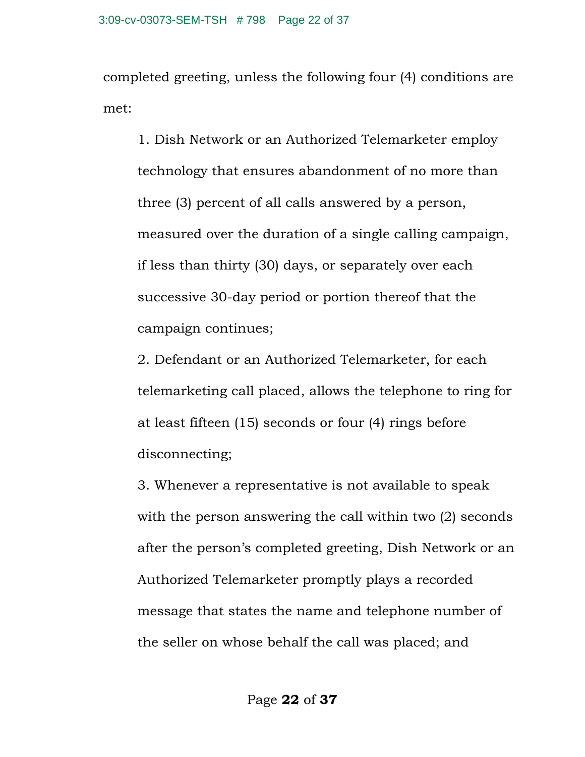completed greeting, unless the following four (4) conditions are met:

1. Dish Network or an Authorized Telemarketer employ technology that ensures abandonment of no more than three (3) percent of all calls answered by a person, measured over the duration of a single calling campaign, if less than thirty (30) days, or separately over each successive 30-day period or portion thereof that the campaign continues;
2. Defendant or an Authorized Telemarketer, for each telemarketing call placed, allows the telephone to ring for at least fifteen (15) seconds or four (4) rings before disconnecting;
3. Whenever a representative is not available to speak with the person answering the call within two (2) seconds after the person's completed greeting, Dish Network or an Authorized Telemarketer promptly plays a recorded message that states the name and telephone number of the seller on whose behalf the call was placed; and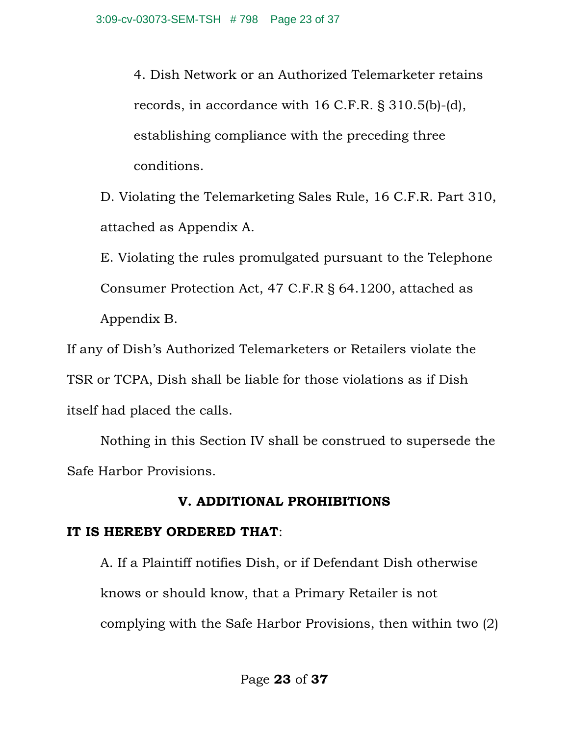4. Dish Network or an Authorized Telemarketer retains records, in accordance with 16 C.F.R. § 310.5(b)-(d), establishing compliance with the preceding three conditions.

D. Violating the Telemarketing Sales Rule, 16 C.F.R. Part 310, attached as Appendix A.

E. Violating the rules promulgated pursuant to the Telephone Consumer Protection Act, 47 C.F.R § 64.1200, attached as Appendix B.

If any of Dish's Authorized Telemarketers or Retailers violate the TSR or TCPA, Dish shall be liable for those violations as if Dish itself had placed the calls.

Nothing in this Section IV shall be construed to supersede the Safe Harbor Provisions.

## V. ADDITIONAL PROHIBITIONS

**IT IS HEREBY ORDERED THAT**:

A. If a Plaintiff notifies Dish, or if Defendant Dish otherwise knows or should know, that a Primary Retailer is not complying with the Safe Harbor Provisions, then within two (2)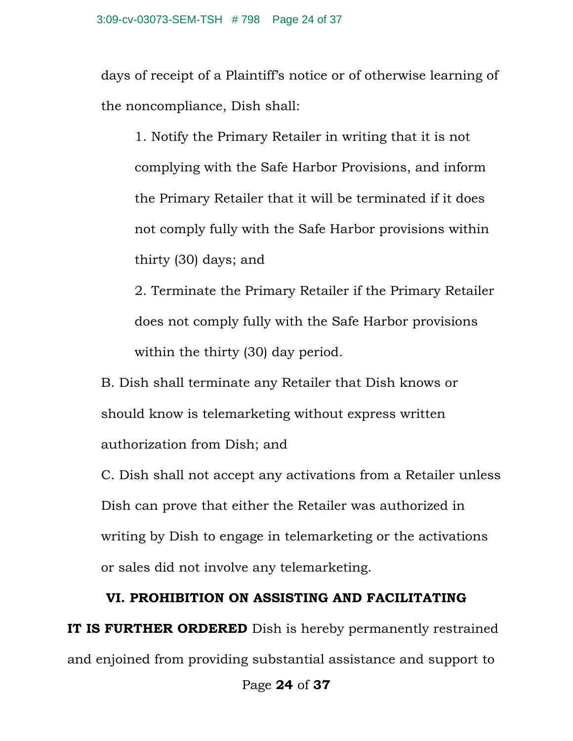days of receipt of a Plaintiff's notice or of otherwise learning of the noncompliance, Dish shall:

1. Notify the Primary Retailer in writing that it is not complying with the Safe Harbor Provisions, and inform the Primary Retailer that it will be terminated if it does not comply fully with the Safe Harbor provisions within thirty (30) days; and

2. Terminate the Primary Retailer if the Primary Retailer does not comply fully with the Safe Harbor provisions within the thirty (30) day period.

B. Dish shall terminate any Retailer that Dish knows or should know is telemarketing without express written authorization from Dish; and

C. Dish shall not accept any activations from a Retailer unless Dish can prove that either the Retailer was authorized in writing by Dish to engage in telemarketing or the activations or sales did not involve any telemarketing.

## VI. PROHIBITION ON ASSISTING AND FACILITATING

**IT IS FURTHER ORDERED** Dish is hereby permanently restrained and enjoined from providing substantial assistance and support to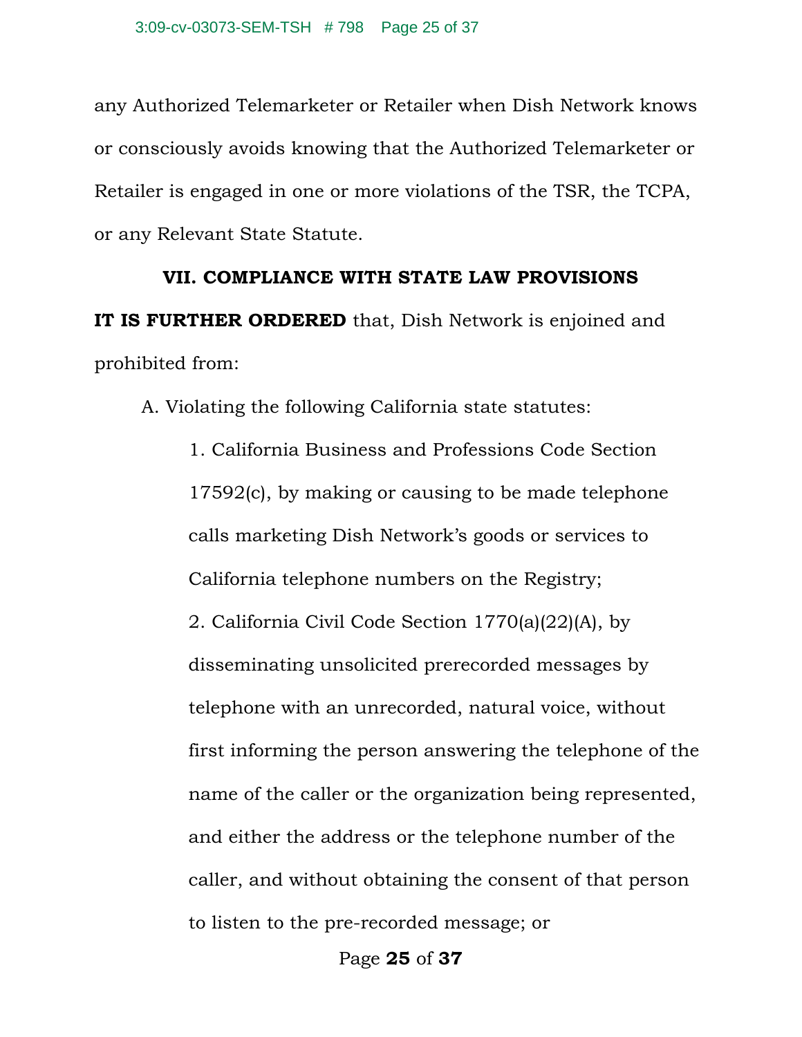any Authorized Telemarketer or Retailer when Dish Network knows or consciously avoids knowing that the Authorized Telemarketer or Retailer is engaged in one or more violations of the TSR, the TCPA, or any Relevant State Statute.

### VII. COMPLIANCE WITH STATE LAW PROVISIONS

**IT IS FURTHER ORDERED** that, Dish Network is enjoined and prohibited from:

A. Violating the following California state statutes:

1. California Business and Professions Code Section 17592(c), by making or causing to be made telephone calls marketing Dish Network's goods or services to California telephone numbers on the Registry;
2. California Civil Code Section 1770(a)(22)(A), by disseminating unsolicited prerecorded messages by telephone with an unrecorded, natural voice, without first informing the person answering the telephone of the name of the caller or the organization being represented, and either the address or the telephone number of the caller, and without obtaining the consent of that person to listen to the pre-recorded message; or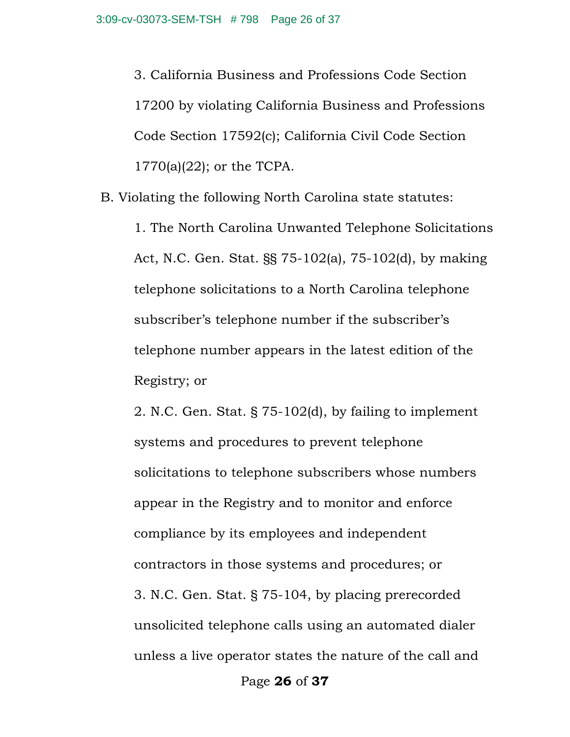3. California Business and Professions Code Section 17200 by violating California Business and Professions Code Section 17592(c); California Civil Code Section 1770(a)(22); or the TCPA.

B. Violating the following North Carolina state statutes:

1. The North Carolina Unwanted Telephone Solicitations Act, N.C. Gen. Stat. §§ 75-102(a), 75-102(d), by making telephone solicitations to a North Carolina telephone subscriber's telephone number if the subscriber's telephone number appears in the latest edition of the Registry; or

2. N.C. Gen. Stat. § 75-102(d), by failing to implement systems and procedures to prevent telephone solicitations to telephone subscribers whose numbers appear in the Registry and to monitor and enforce compliance by its employees and independent contractors in those systems and procedures; or

3. N.C. Gen. Stat. § 75-104, by placing prerecorded unsolicited telephone calls using an automated dialer unless a live operator states the nature of the call and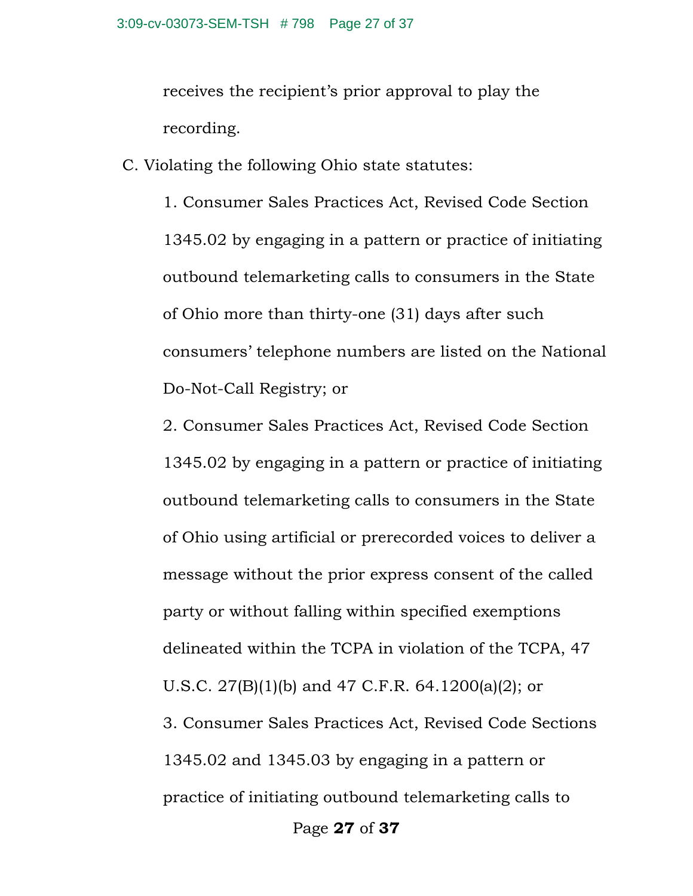receives the recipient's prior approval to play the recording.

C. Violating the following Ohio state statutes:

1. Consumer Sales Practices Act, Revised Code Section 1345.02 by engaging in a pattern or practice of initiating outbound telemarketing calls to consumers in the State of Ohio more than thirty-one (31) days after such consumers' telephone numbers are listed on the National Do-Not-Call Registry; or

2. Consumer Sales Practices Act, Revised Code Section 1345.02 by engaging in a pattern or practice of initiating outbound telemarketing calls to consumers in the State of Ohio using artificial or prerecorded voices to deliver a message without the prior express consent of the called party or without falling within specified exemptions delineated within the TCPA in violation of the TCPA, 47 U.S.C. 27(B)(1)(b) and 47 C.F.R. 64.1200(a)(2); or

3. Consumer Sales Practices Act, Revised Code Sections 1345.02 and 1345.03 by engaging in a pattern or practice of initiating outbound telemarketing calls to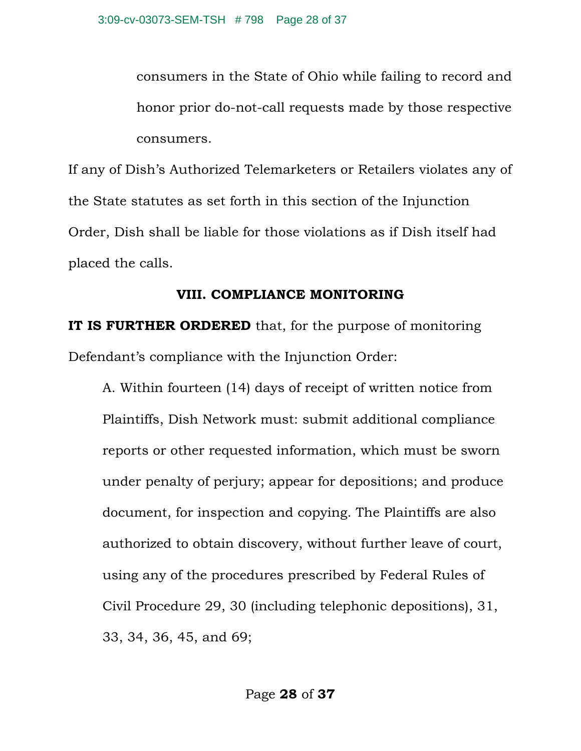consumers in the State of Ohio while failing to record and honor prior do-not-call requests made by those respective consumers.

If any of Dish's Authorized Telemarketers or Retailers violates any of the State statutes as set forth in this section of the Injunction Order, Dish shall be liable for those violations as if Dish itself had placed the calls.

## VIII. COMPLIANCE MONITORING

**IT IS FURTHER ORDERED** that, for the purpose of monitoring Defendant's compliance with the Injunction Order:

A. Within fourteen (14) days of receipt of written notice from Plaintiffs, Dish Network must: submit additional compliance reports or other requested information, which must be sworn under penalty of perjury; appear for depositions; and produce document, for inspection and copying. The Plaintiffs are also authorized to obtain discovery, without further leave of court, using any of the procedures prescribed by Federal Rules of Civil Procedure 29, 30 (including telephonic depositions), 31, 33, 34, 36, 45, and 69;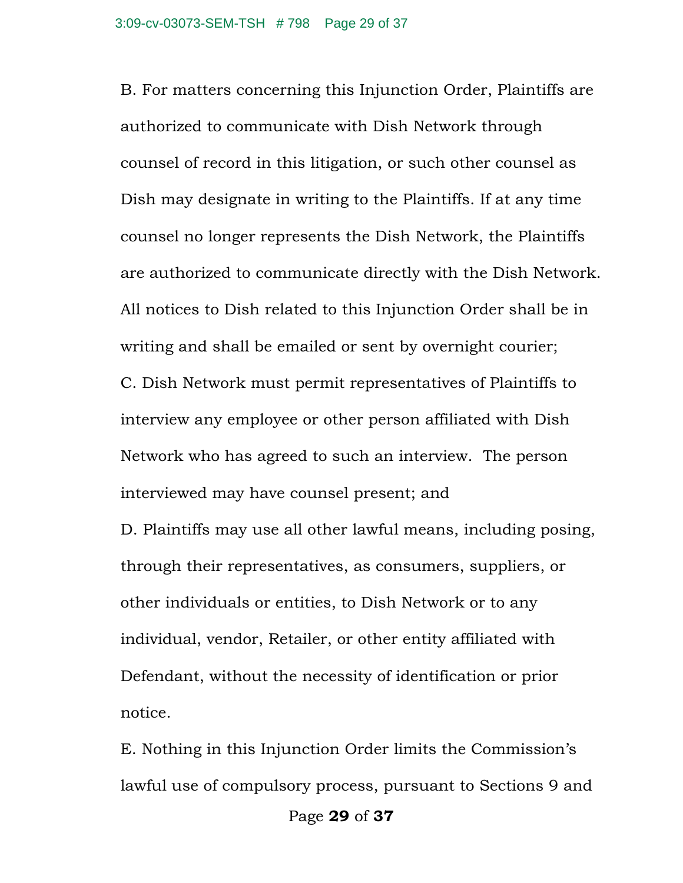B. For matters concerning this Injunction Order, Plaintiffs are authorized to communicate with Dish Network through counsel of record in this litigation, or such other counsel as Dish may designate in writing to the Plaintiffs. If at any time counsel no longer represents the Dish Network, the Plaintiffs are authorized to communicate directly with the Dish Network. All notices to Dish related to this Injunction Order shall be in writing and shall be emailed or sent by overnight courier;

C. Dish Network must permit representatives of Plaintiffs to interview any employee or other person affiliated with Dish Network who has agreed to such an interview. The person interviewed may have counsel present; and

D. Plaintiffs may use all other lawful means, including posing, through their representatives, as consumers, suppliers, or other individuals or entities, to Dish Network or to any individual, vendor, Retailer, or other entity affiliated with Defendant, without the necessity of identification or prior notice.

E. Nothing in this Injunction Order limits the Commission's lawful use of compulsory process, pursuant to Sections 9 and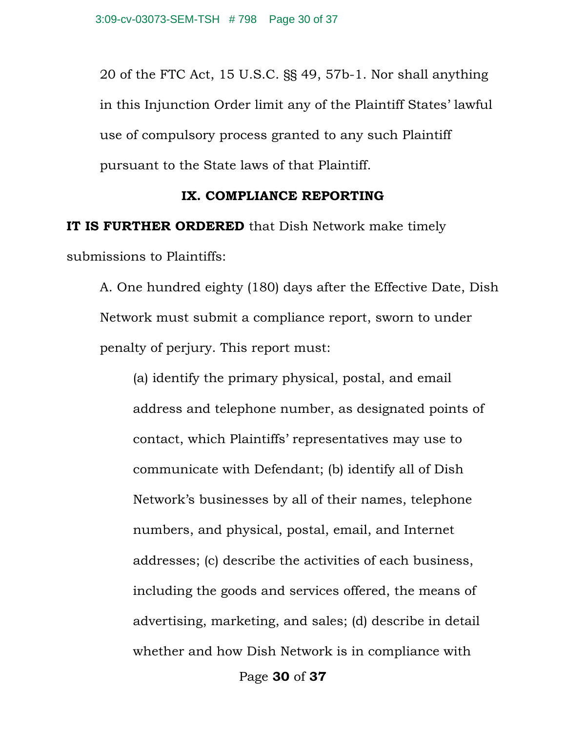20 of the FTC Act, 15 U.S.C. §§ 49, 57b-1. Nor shall anything in this Injunction Order limit any of the Plaintiff States' lawful use of compulsory process granted to any such Plaintiff pursuant to the State laws of that Plaintiff.

## IX. COMPLIANCE REPORTING

**IT IS FURTHER ORDERED** that Dish Network make timely submissions to Plaintiffs:

A. One hundred eighty (180) days after the Effective Date, Dish Network must submit a compliance report, sworn to under penalty of perjury. This report must:

(a) identify the primary physical, postal, and email address and telephone number, as designated points of contact, which Plaintiffs' representatives may use to communicate with Defendant; (b) identify all of Dish Network's businesses by all of their names, telephone numbers, and physical, postal, email, and Internet addresses; (c) describe the activities of each business, including the goods and services offered, the means of advertising, marketing, and sales; (d) describe in detail whether and how Dish Network is in compliance with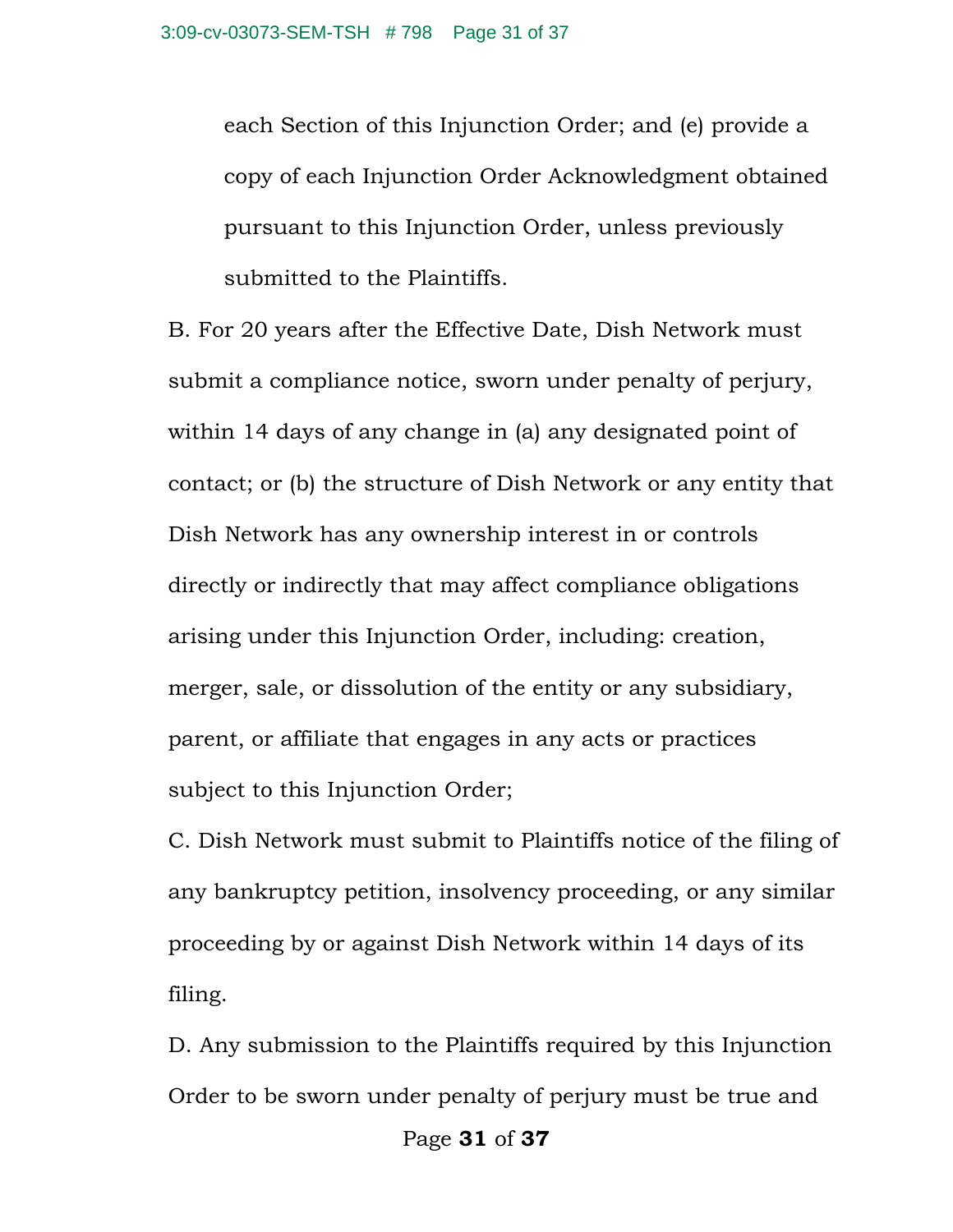each Section of this Injunction Order; and (e) provide a copy of each Injunction Order Acknowledgment obtained pursuant to this Injunction Order, unless previously submitted to the Plaintiffs.

B. For 20 years after the Effective Date, Dish Network must submit a compliance notice, sworn under penalty of perjury, within 14 days of any change in (a) any designated point of contact; or (b) the structure of Dish Network or any entity that Dish Network has any ownership interest in or controls directly or indirectly that may affect compliance obligations arising under this Injunction Order, including: creation, merger, sale, or dissolution of the entity or any subsidiary, parent, or affiliate that engages in any acts or practices subject to this Injunction Order;

C. Dish Network must submit to Plaintiffs notice of the filing of any bankruptcy petition, insolvency proceeding, or any similar proceeding by or against Dish Network within 14 days of its filing.

D. Any submission to the Plaintiffs required by this Injunction Order to be sworn under penalty of perjury must be true and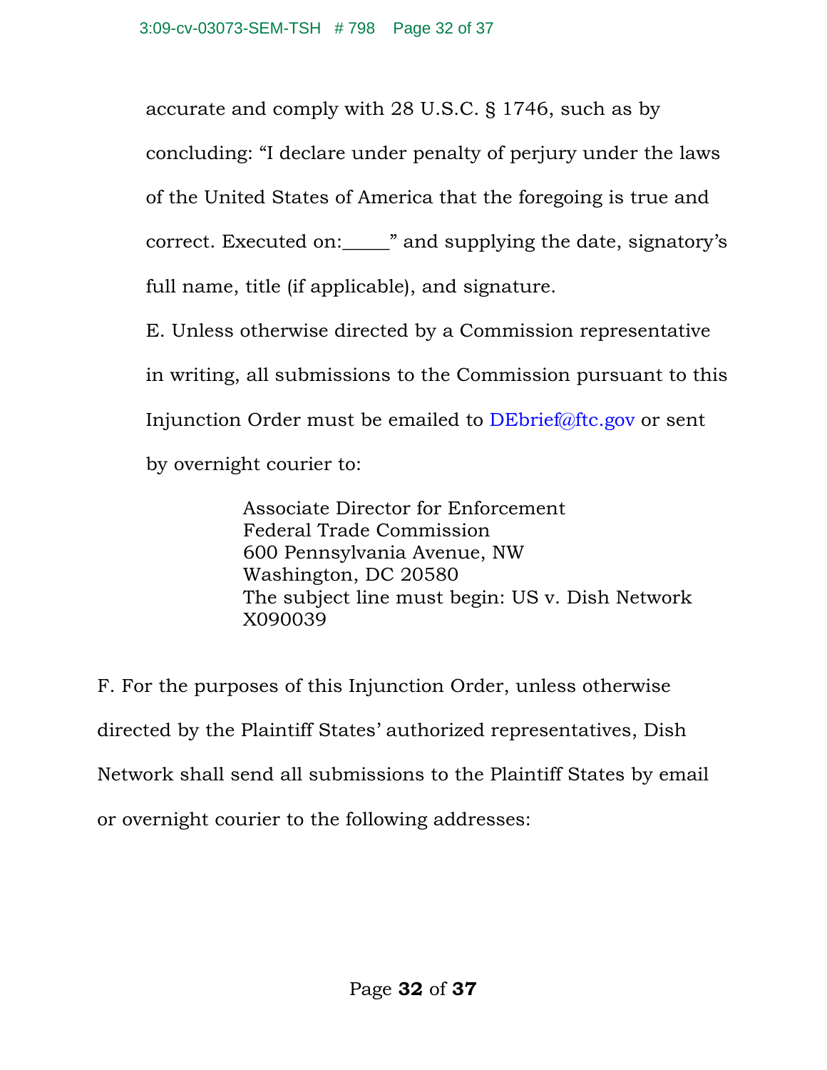accurate and comply with 28 U.S.C. § 1746, such as by concluding: "I declare under penalty of perjury under the laws of the United States of America that the foregoing is true and correct. Executed on:_____" and supplying the date, signatory's full name, title (if applicable), and signature.

E. Unless otherwise directed by a Commission representative in writing, all submissions to the Commission pursuant to this Injunction Order must be emailed to DEbrief@ftc.gov or sent by overnight courier to:

> Associate Director for Enforcement
> Federal Trade Commission
> 600 Pennsylvania Avenue, NW
> Washington, DC 20580
> The subject line must begin: US v. Dish Network X090039

F. For the purposes of this Injunction Order, unless otherwise directed by the Plaintiff States' authorized representatives, Dish Network shall send all submissions to the Plaintiff States by email or overnight courier to the following addresses: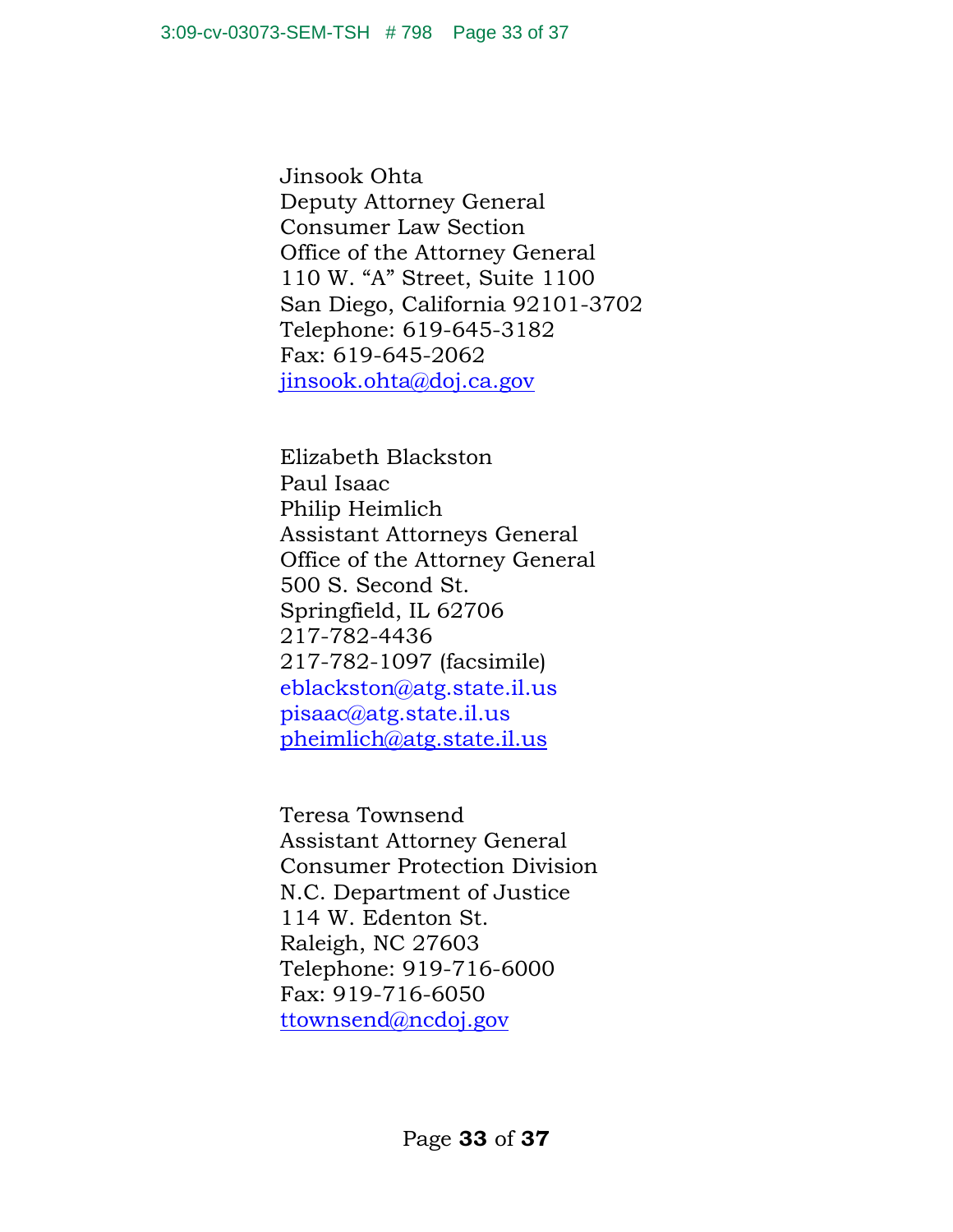Jinsook Ohta
Deputy Attorney General
Consumer Law Section
Office of the Attorney General
110 W. "A" Street, Suite 1100
San Diego, California 92101-3702
Telephone: 619-645-3182
Fax: 619-645-2062
jinsook.ohta@doj.ca.gov

Elizabeth Blackston
Paul Isaac
Philip Heimlich
Assistant Attorneys General
Office of the Attorney General
500 S. Second St.
Springfield, IL 62706
217-782-4436
217-782-1097 (facsimile)
eblackston@atg.state.il.us
pisaac@atg.state.il.us
pheimlich@atg.state.il.us

Teresa Townsend
Assistant Attorney General
Consumer Protection Division
N.C. Department of Justice
114 W. Edenton St.
Raleigh, NC 27603
Telephone: 919-716-6000
Fax: 919-716-6050
ttownsend@ncdoj.gov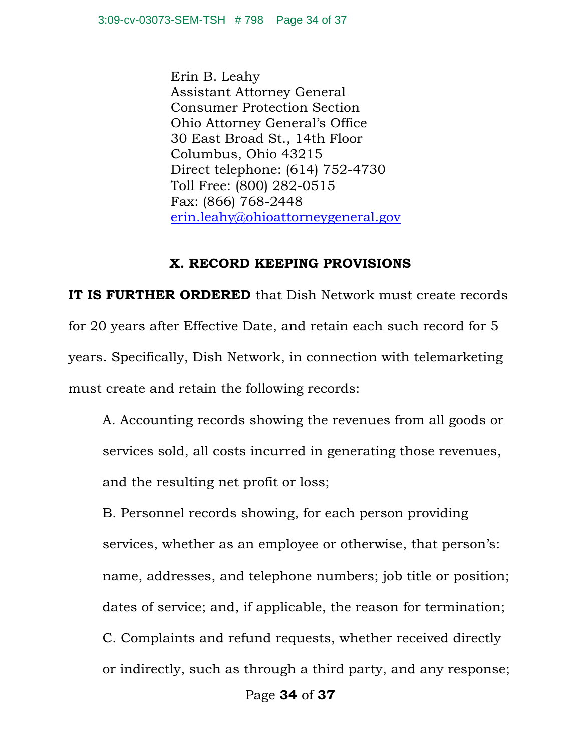Erin B. Leahy
Assistant Attorney General
Consumer Protection Section
Ohio Attorney General's Office
30 East Broad St., 14th Floor
Columbus, Ohio 43215
Direct telephone: (614) 752-4730
Toll Free: (800) 282-0515
Fax: (866) 768-2448
erin.leahy@ohioattorneygeneral.gov

## X. RECORD KEEPING PROVISIONS

**IT IS FURTHER ORDERED** that Dish Network must create records for 20 years after Effective Date, and retain each such record for 5 years. Specifically, Dish Network, in connection with telemarketing must create and retain the following records:

A. Accounting records showing the revenues from all goods or services sold, all costs incurred in generating those revenues, and the resulting net profit or loss;

B. Personnel records showing, for each person providing services, whether as an employee or otherwise, that person's: name, addresses, and telephone numbers; job title or position; dates of service; and, if applicable, the reason for termination;

C. Complaints and refund requests, whether received directly or indirectly, such as through a third party, and any response;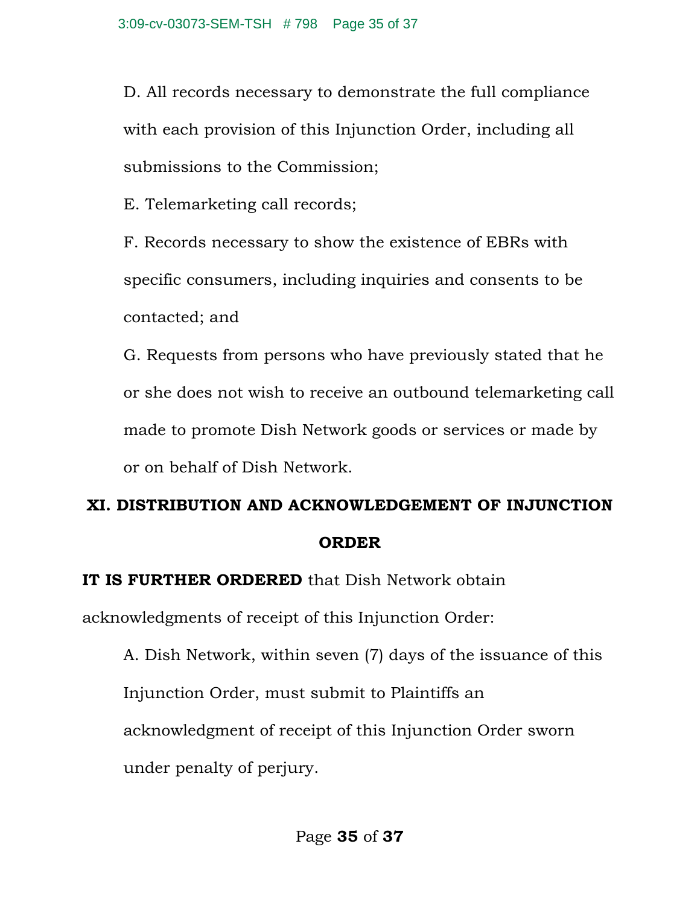D. All records necessary to demonstrate the full compliance with each provision of this Injunction Order, including all submissions to the Commission;

E. Telemarketing call records;

F. Records necessary to show the existence of EBRs with specific consumers, including inquiries and consents to be contacted; and

G. Requests from persons who have previously stated that he or she does not wish to receive an outbound telemarketing call made to promote Dish Network goods or services or made by or on behalf of Dish Network.

## XI. DISTRIBUTION AND ACKNOWLEDGEMENT OF INJUNCTION ORDER

**IT IS FURTHER ORDERED** that Dish Network obtain acknowledgments of receipt of this Injunction Order:

A. Dish Network, within seven (7) days of the issuance of this Injunction Order, must submit to Plaintiffs an acknowledgment of receipt of this Injunction Order sworn under penalty of perjury.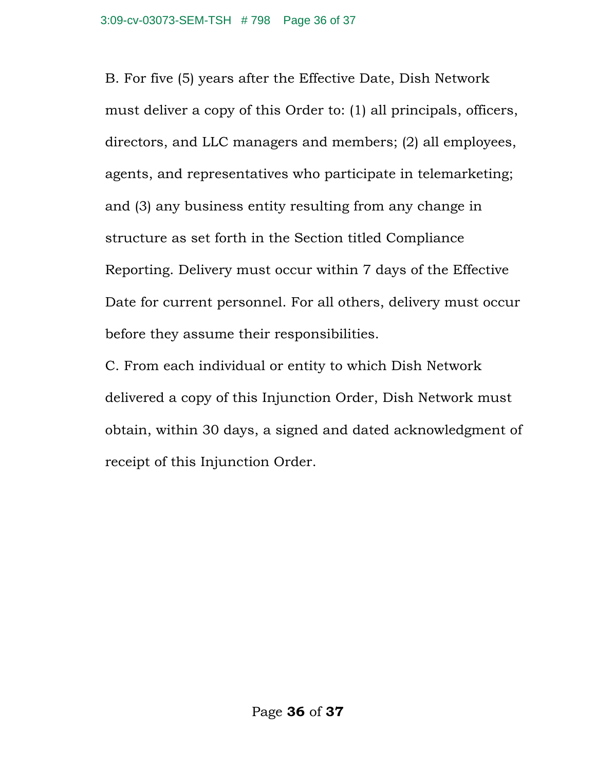B. For five (5) years after the Effective Date, Dish Network must deliver a copy of this Order to: (1) all principals, officers, directors, and LLC managers and members; (2) all employees, agents, and representatives who participate in telemarketing; and (3) any business entity resulting from any change in structure as set forth in the Section titled Compliance Reporting. Delivery must occur within 7 days of the Effective Date for current personnel. For all others, delivery must occur before they assume their responsibilities.

C. From each individual or entity to which Dish Network delivered a copy of this Injunction Order, Dish Network must obtain, within 30 days, a signed and dated acknowledgment of receipt of this Injunction Order.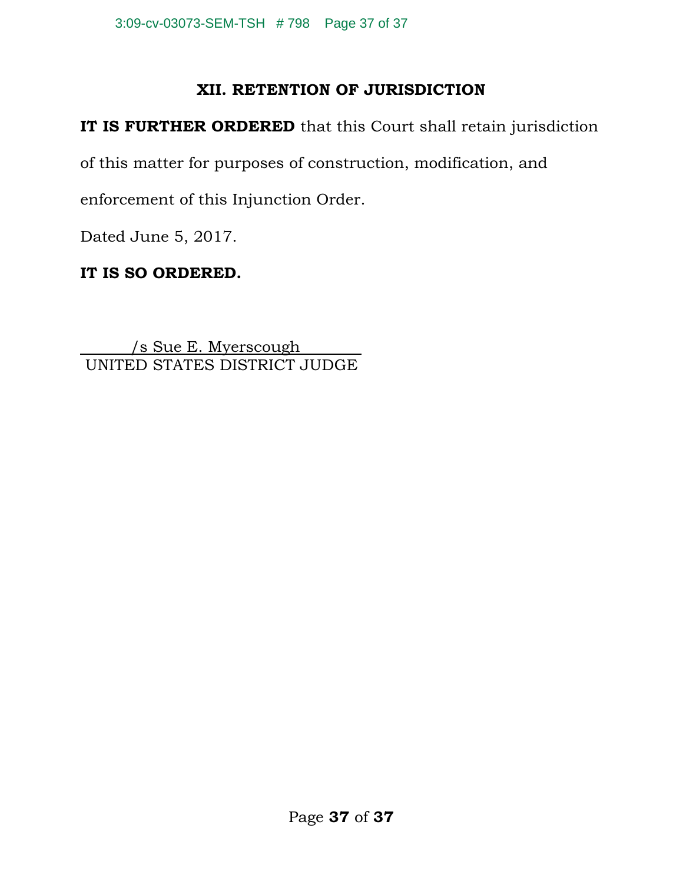## XII. RETENTION OF JURISDICTION

**IT IS FURTHER ORDERED** that this Court shall retain jurisdiction of this matter for purposes of construction, modification, and enforcement of this Injunction Order.

Dated June 5, 2017.

**IT IS SO ORDERED.**

/s Sue E. Myerscough
UNITED STATES DISTRICT JUDGE